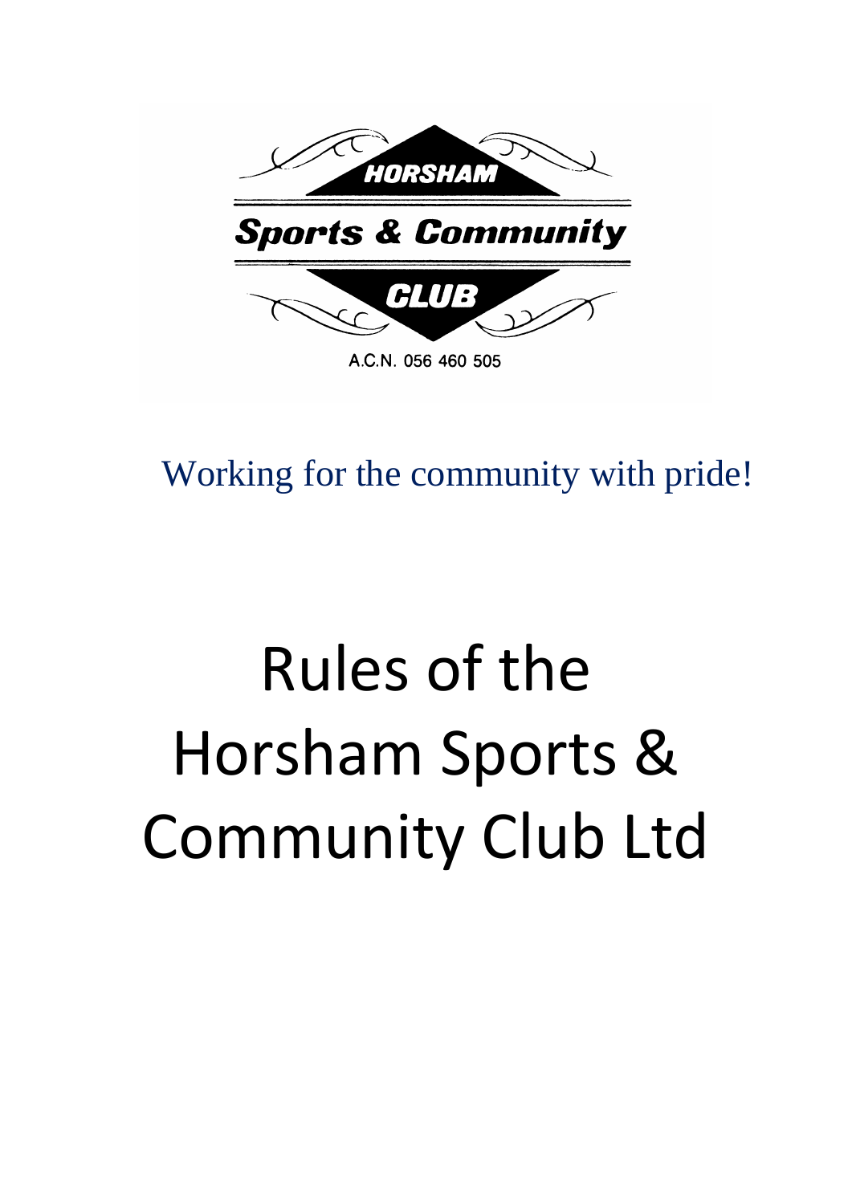HORSHAM

Sports & Community

CLUB

A.C.N. 056 460 505

Working for the community with pride!

# Rules of the Horsham Sports & Community Club Ltd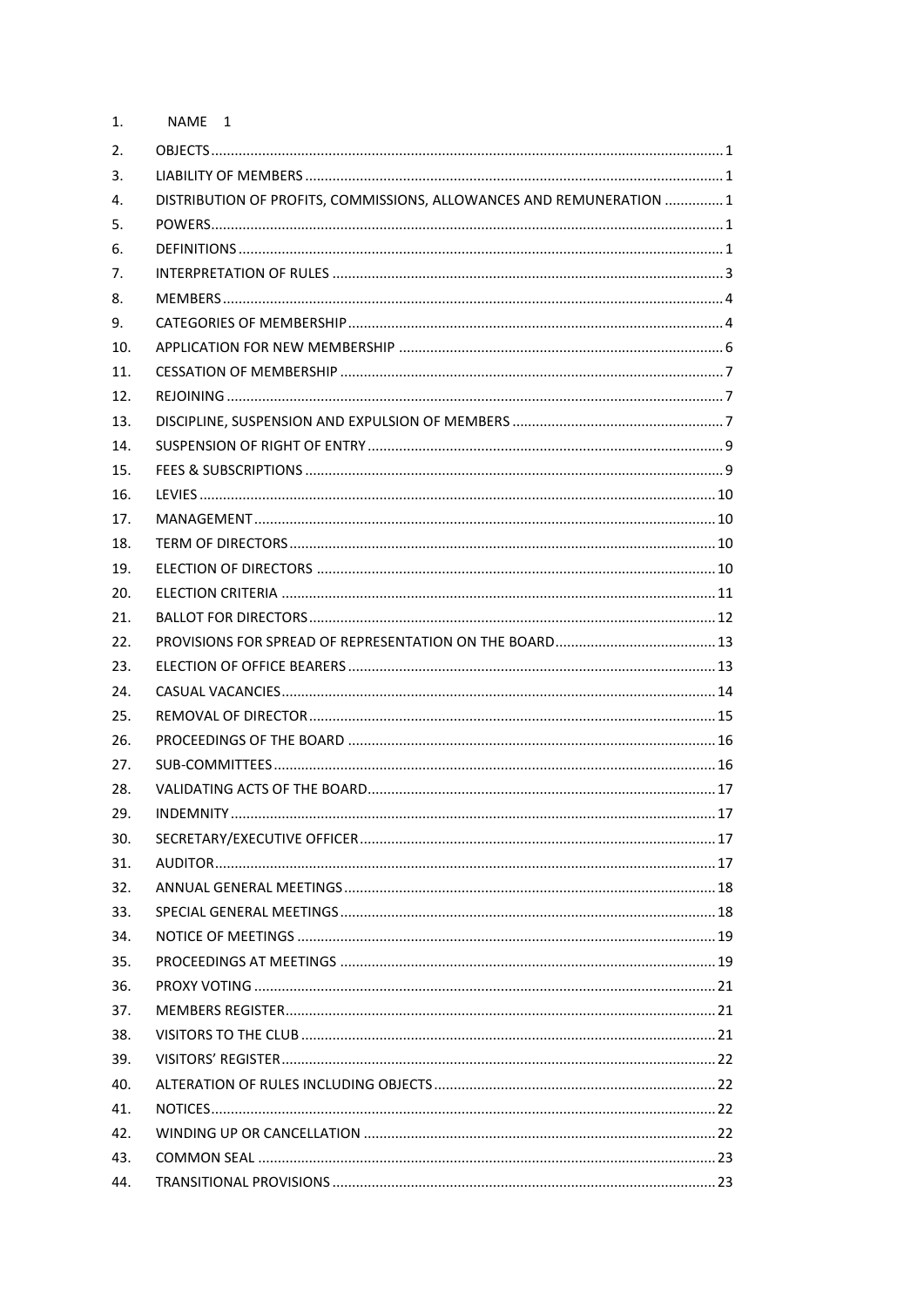1. NAME 1
2. OBJECTS ..... 1
3. LIABILITY OF MEMBERS ..... 1
4. DISTRIBUTION OF PROFITS, COMMISSIONS, ALLOWANCES AND REMUNERATION ..... 1
5. POWERS ..... 1
6. DEFINITIONS ..... 1
7. INTERPRETATION OF RULES ..... 3
8. MEMBERS ..... 4
9. CATEGORIES OF MEMBERSHIP ..... 4
10. APPLICATION FOR NEW MEMBERSHIP ..... 6
11. CESSATION OF MEMBERSHIP ..... 7
12. REJOINING ..... 7
13. DISCIPLINE, SUSPENSION AND EXPULSION OF MEMBERS ..... 7
14. SUSPENSION OF RIGHT OF ENTRY ..... 9
15. FEES & SUBSCRIPTIONS ..... 9
16. LEVIES ..... 10
17. MANAGEMENT ..... 10
18. TERM OF DIRECTORS ..... 10
19. ELECTION OF DIRECTORS ..... 10
20. ELECTION CRITERIA ..... 11
21. BALLOT FOR DIRECTORS ..... 12
22. PROVISIONS FOR SPREAD OF REPRESENTATION ON THE BOARD ..... 13
23. ELECTION OF OFFICE BEARERS ..... 13
24. CASUAL VACANCIES ..... 14
25. REMOVAL OF DIRECTOR ..... 15
26. PROCEEDINGS OF THE BOARD ..... 16
27. SUB-COMMITTEES ..... 16
28. VALIDATING ACTS OF THE BOARD ..... 17
29. INDEMNITY ..... 17
30. SECRETARY/EXECUTIVE OFFICER ..... 17
31. AUDITOR ..... 17
32. ANNUAL GENERAL MEETINGS ..... 18
33. SPECIAL GENERAL MEETINGS ..... 18
34. NOTICE OF MEETINGS ..... 19
35. PROCEEDINGS AT MEETINGS ..... 19
36. PROXY VOTING ..... 21
37. MEMBERS REGISTER ..... 21
38. VISITORS TO THE CLUB ..... 21
39. VISITORS' REGISTER ..... 22
40. ALTERATION OF RULES INCLUDING OBJECTS ..... 22
41. NOTICES ..... 22
42. WINDING UP OR CANCELLATION ..... 22
43. COMMON SEAL ..... 23
44. TRANSITIONAL PROVISIONS ..... 23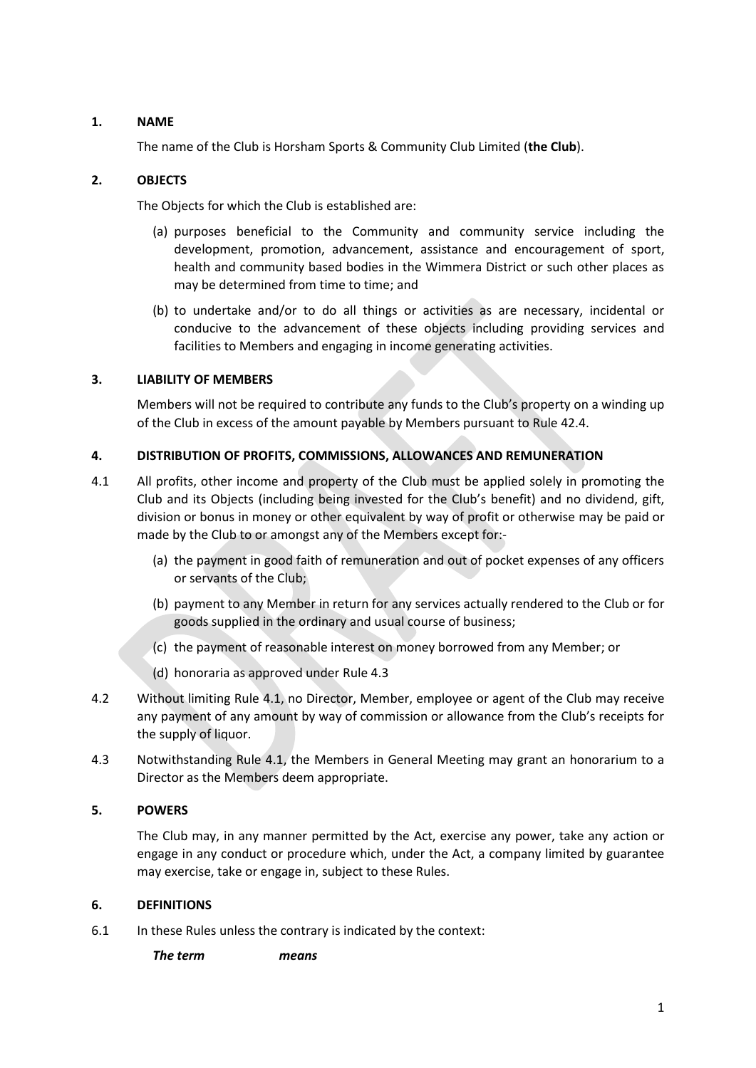## 1. NAME

The name of the Club is Horsham Sports & Community Club Limited (**the Club**).

## 2. OBJECTS

The Objects for which the Club is established are:

(a) purposes beneficial to the Community and community service including the development, promotion, advancement, assistance and encouragement of sport, health and community based bodies in the Wimmera District or such other places as may be determined from time to time; and

(b) to undertake and/or to do all things or activities as are necessary, incidental or conducive to the advancement of these objects including providing services and facilities to Members and engaging in income generating activities.

## 3. LIABILITY OF MEMBERS

Members will not be required to contribute any funds to the Club's property on a winding up of the Club in excess of the amount payable by Members pursuant to Rule 42.4.

## 4. DISTRIBUTION OF PROFITS, COMMISSIONS, ALLOWANCES AND REMUNERATION

4.1 All profits, other income and property of the Club must be applied solely in promoting the Club and its Objects (including being invested for the Club's benefit) and no dividend, gift, division or bonus in money or other equivalent by way of profit or otherwise may be paid or made by the Club to or amongst any of the Members except for:-

(a) the payment in good faith of remuneration and out of pocket expenses of any officers or servants of the Club;

(b) payment to any Member in return for any services actually rendered to the Club or for goods supplied in the ordinary and usual course of business;

(c) the payment of reasonable interest on money borrowed from any Member; or

(d) honoraria as approved under Rule 4.3

4.2 Without limiting Rule 4.1, no Director, Member, employee or agent of the Club may receive any payment of any amount by way of commission or allowance from the Club's receipts for the supply of liquor.

4.3 Notwithstanding Rule 4.1, the Members in General Meeting may grant an honorarium to a Director as the Members deem appropriate.

## 5. POWERS

The Club may, in any manner permitted by the Act, exercise any power, take any action or engage in any conduct or procedure which, under the Act, a company limited by guarantee may exercise, take or engage in, subject to these Rules.

## 6. DEFINITIONS

6.1 In these Rules unless the contrary is indicated by the context:

***The term*** ***means***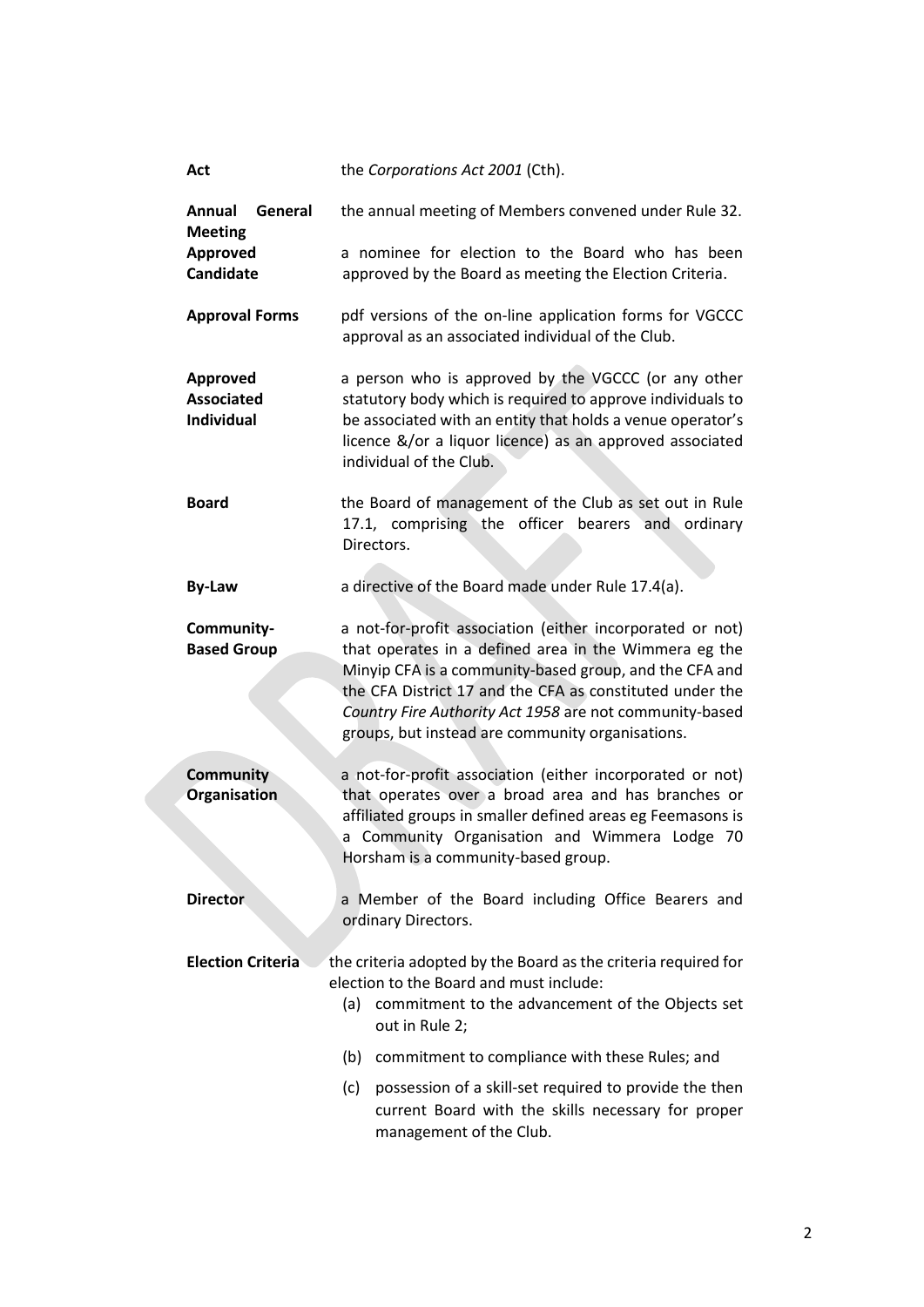| | |
|---|---|
| **Act** | the *Corporations Act 2001* (Cth). |
| **Annual General Meeting** | the annual meeting of Members convened under Rule 32. |
| **Approved Candidate** | a nominee for election to the Board who has been approved by the Board as meeting the Election Criteria. |
| **Approval Forms** | pdf versions of the on-line application forms for VGCCC approval as an associated individual of the Club. |
| **Approved Associated Individual** | a person who is approved by the VGCCC (or any other statutory body which is required to approve individuals to be associated with an entity that holds a venue operator's licence &/or a liquor licence) as an approved associated individual of the Club. |
| **Board** | the Board of management of the Club as set out in Rule 17.1, comprising the officer bearers and ordinary Directors. |
| **By-Law** | a directive of the Board made under Rule 17.4(a). |
| **Community-Based Group** | a not-for-profit association (either incorporated or not) that operates in a defined area in the Wimmera eg the Minyip CFA is a community-based group, and the CFA and the CFA District 17 and the CFA as constituted under the *Country Fire Authority Act 1958* are not community-based groups, but instead are community organisations. |
| **Community Organisation** | a not-for-profit association (either incorporated or not) that operates over a broad area and has branches or affiliated groups in smaller defined areas eg Feemasons is a Community Organisation and Wimmera Lodge 70 Horsham is a community-based group. |
| **Director** | a Member of the Board including Office Bearers and ordinary Directors. |
| **Election Criteria** | the criteria adopted by the Board as the criteria required for election to the Board and must include:<br>(a) commitment to the advancement of the Objects set out in Rule 2;<br>(b) commitment to compliance with these Rules; and<br>(c) possession of a skill-set required to provide the then current Board with the skills necessary for proper management of the Club. |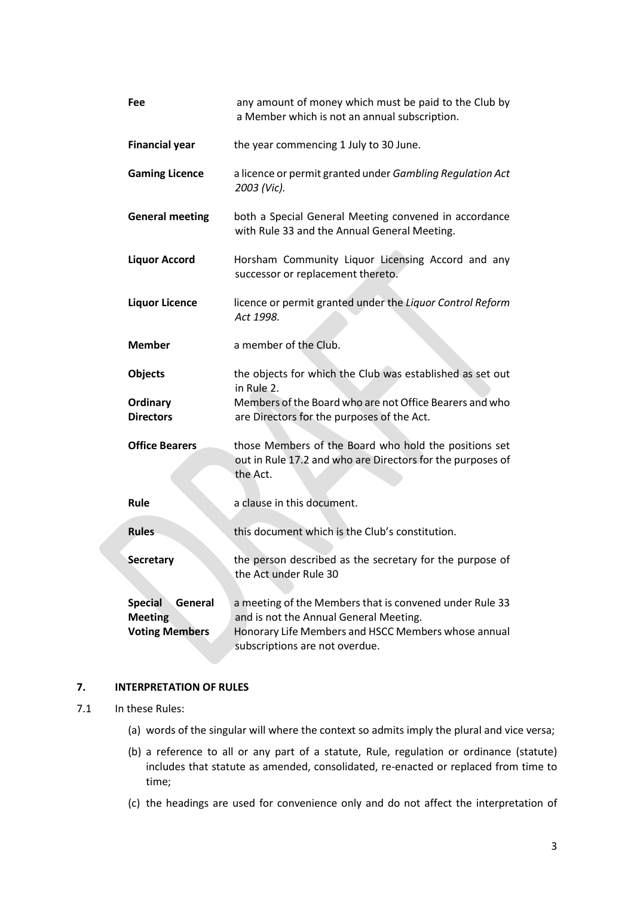| | |
|---|---|
| **Fee** | any amount of money which must be paid to the Club by a Member which is not an annual subscription. |
| **Financial year** | the year commencing 1 July to 30 June. |
| **Gaming Licence** | a licence or permit granted under *Gambling Regulation Act 2003 (Vic).* |
| **General meeting** | both a Special General Meeting convened in accordance with Rule 33 and the Annual General Meeting. |
| **Liquor Accord** | Horsham Community Liquor Licensing Accord and any successor or replacement thereto. |
| **Liquor Licence** | licence or permit granted under the *Liquor Control Reform Act 1998.* |
| **Member** | a member of the Club. |
| **Objects** | the objects for which the Club was established as set out in Rule 2. |
| **Ordinary Directors** | Members of the Board who are not Office Bearers and who are Directors for the purposes of the Act. |
| **Office Bearers** | those Members of the Board who hold the positions set out in Rule 17.2 and who are Directors for the purposes of the Act. |
| **Rule** | a clause in this document. |
| **Rules** | this document which is the Club's constitution. |
| **Secretary** | the person described as the secretary for the purpose of the Act under Rule 30 |
| **Special General Meeting** | a meeting of the Members that is convened under Rule 33 and is not the Annual General Meeting. |
| **Voting Members** | Honorary Life Members and HSCC Members whose annual subscriptions are not overdue. |

## 7. INTERPRETATION OF RULES

7.1 In these Rules:

(a) words of the singular will where the context so admits imply the plural and vice versa;

(b) a reference to all or any part of a statute, Rule, regulation or ordinance (statute) includes that statute as amended, consolidated, re-enacted or replaced from time to time;

(c) the headings are used for convenience only and do not affect the interpretation of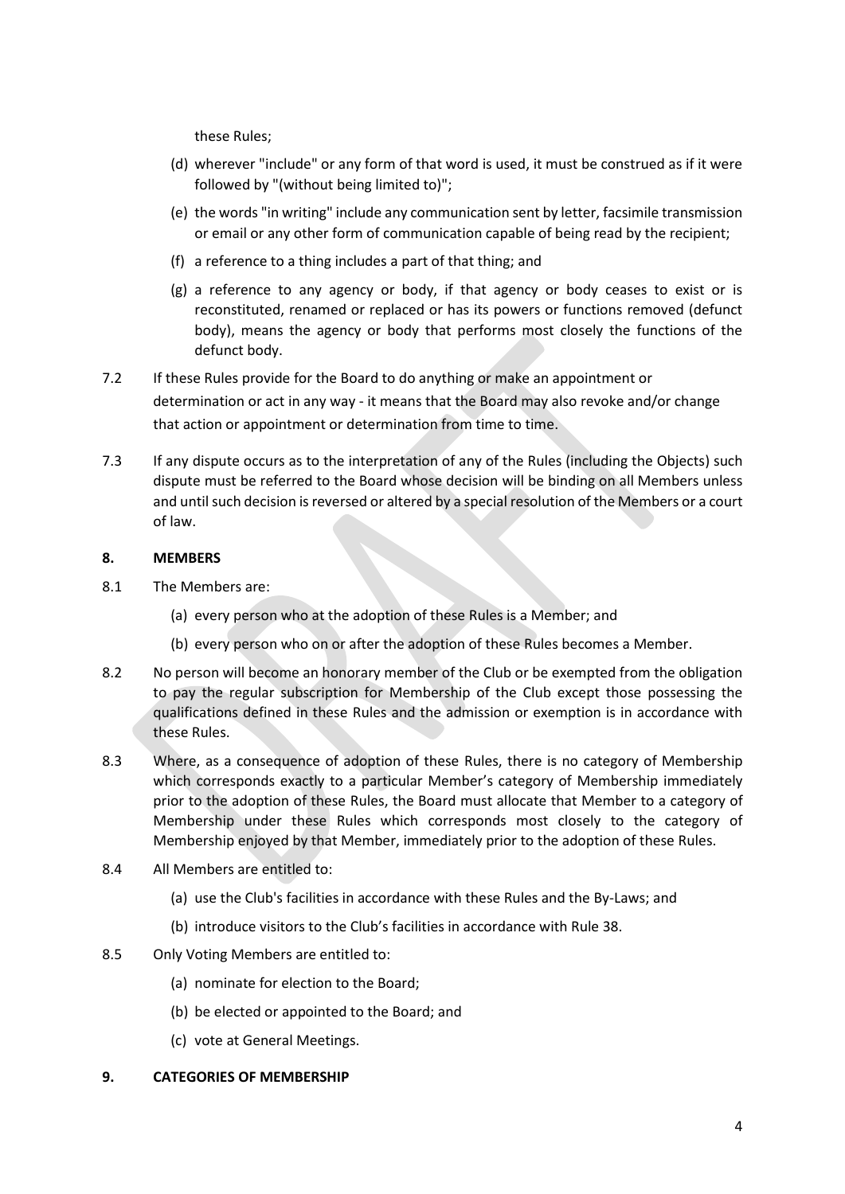these Rules;

(d) wherever "include" or any form of that word is used, it must be construed as if it were followed by "(without being limited to)";

(e) the words "in writing" include any communication sent by letter, facsimile transmission or email or any other form of communication capable of being read by the recipient;

(f) a reference to a thing includes a part of that thing; and

(g) a reference to any agency or body, if that agency or body ceases to exist or is reconstituted, renamed or replaced or has its powers or functions removed (defunct body), means the agency or body that performs most closely the functions of the defunct body.

7.2 If these Rules provide for the Board to do anything or make an appointment or determination or act in any way - it means that the Board may also revoke and/or change that action or appointment or determination from time to time.

7.3 If any dispute occurs as to the interpretation of any of the Rules (including the Objects) such dispute must be referred to the Board whose decision will be binding on all Members unless and until such decision is reversed or altered by a special resolution of the Members or a court of law.

## 8. MEMBERS

8.1 The Members are:

(a) every person who at the adoption of these Rules is a Member; and

(b) every person who on or after the adoption of these Rules becomes a Member.

8.2 No person will become an honorary member of the Club or be exempted from the obligation to pay the regular subscription for Membership of the Club except those possessing the qualifications defined in these Rules and the admission or exemption is in accordance with these Rules.

8.3 Where, as a consequence of adoption of these Rules, there is no category of Membership which corresponds exactly to a particular Member's category of Membership immediately prior to the adoption of these Rules, the Board must allocate that Member to a category of Membership under these Rules which corresponds most closely to the category of Membership enjoyed by that Member, immediately prior to the adoption of these Rules.

8.4 All Members are entitled to:

(a) use the Club's facilities in accordance with these Rules and the By-Laws; and

(b) introduce visitors to the Club's facilities in accordance with Rule 38.

8.5 Only Voting Members are entitled to:

(a) nominate for election to the Board;

(b) be elected or appointed to the Board; and

(c) vote at General Meetings.

## 9. CATEGORIES OF MEMBERSHIP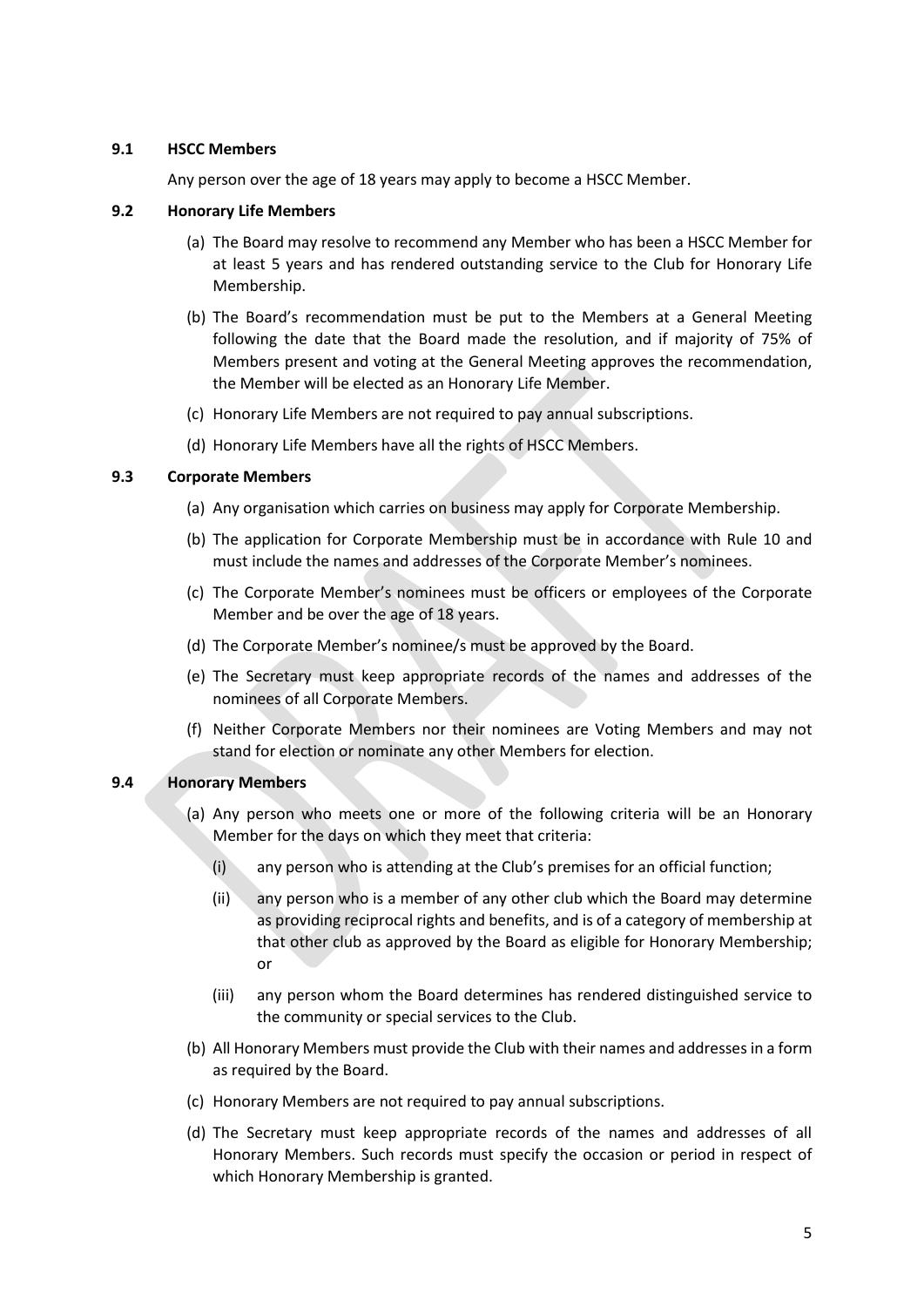**9.1 HSCC Members**

Any person over the age of 18 years may apply to become a HSCC Member.

**9.2 Honorary Life Members**

(a) The Board may resolve to recommend any Member who has been a HSCC Member for at least 5 years and has rendered outstanding service to the Club for Honorary Life Membership.

(b) The Board's recommendation must be put to the Members at a General Meeting following the date that the Board made the resolution, and if majority of 75% of Members present and voting at the General Meeting approves the recommendation, the Member will be elected as an Honorary Life Member.

(c) Honorary Life Members are not required to pay annual subscriptions.

(d) Honorary Life Members have all the rights of HSCC Members.

**9.3 Corporate Members**

(a) Any organisation which carries on business may apply for Corporate Membership.

(b) The application for Corporate Membership must be in accordance with Rule 10 and must include the names and addresses of the Corporate Member's nominees.

(c) The Corporate Member's nominees must be officers or employees of the Corporate Member and be over the age of 18 years.

(d) The Corporate Member's nominee/s must be approved by the Board.

(e) The Secretary must keep appropriate records of the names and addresses of the nominees of all Corporate Members.

(f) Neither Corporate Members nor their nominees are Voting Members and may not stand for election or nominate any other Members for election.

**9.4 Honorary Members**

(a) Any person who meets one or more of the following criteria will be an Honorary Member for the days on which they meet that criteria:

   (i) any person who is attending at the Club's premises for an official function;

   (ii) any person who is a member of any other club which the Board may determine as providing reciprocal rights and benefits, and is of a category of membership at that other club as approved by the Board as eligible for Honorary Membership; or

   (iii) any person whom the Board determines has rendered distinguished service to the community or special services to the Club.

(b) All Honorary Members must provide the Club with their names and addresses in a form as required by the Board.

(c) Honorary Members are not required to pay annual subscriptions.

(d) The Secretary must keep appropriate records of the names and addresses of all Honorary Members. Such records must specify the occasion or period in respect of which Honorary Membership is granted.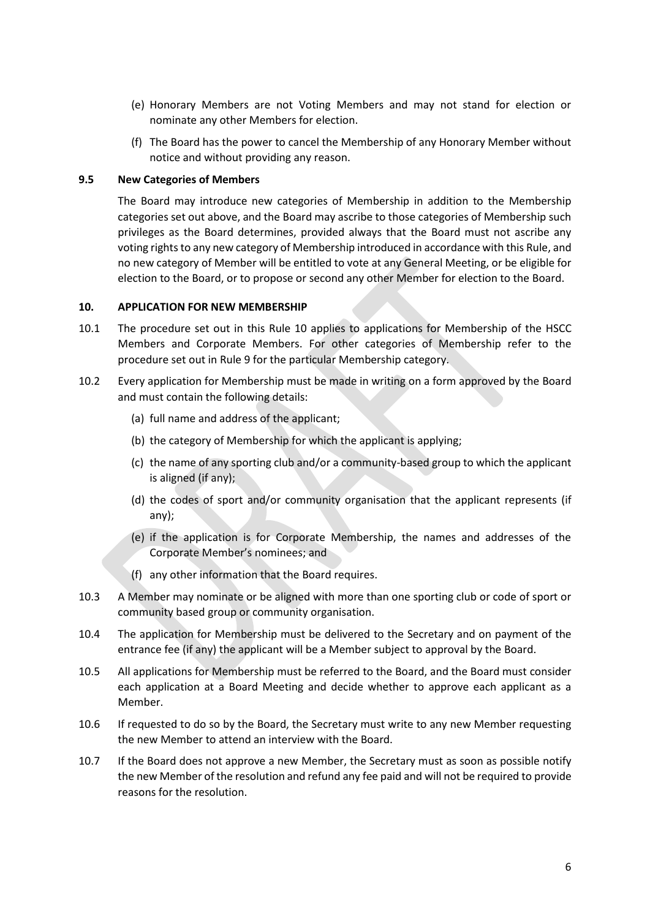(e) Honorary Members are not Voting Members and may not stand for election or nominate any other Members for election.

(f) The Board has the power to cancel the Membership of any Honorary Member without notice and without providing any reason.

**9.5 New Categories of Members**

The Board may introduce new categories of Membership in addition to the Membership categories set out above, and the Board may ascribe to those categories of Membership such privileges as the Board determines, provided always that the Board must not ascribe any voting rights to any new category of Membership introduced in accordance with this Rule, and no new category of Member will be entitled to vote at any General Meeting, or be eligible for election to the Board, or to propose or second any other Member for election to the Board.

**10. APPLICATION FOR NEW MEMBERSHIP**

10.1 The procedure set out in this Rule 10 applies to applications for Membership of the HSCC Members and Corporate Members. For other categories of Membership refer to the procedure set out in Rule 9 for the particular Membership category.

10.2 Every application for Membership must be made in writing on a form approved by the Board and must contain the following details:

(a) full name and address of the applicant;

(b) the category of Membership for which the applicant is applying;

(c) the name of any sporting club and/or a community-based group to which the applicant is aligned (if any);

(d) the codes of sport and/or community organisation that the applicant represents (if any);

(e) if the application is for Corporate Membership, the names and addresses of the Corporate Member's nominees; and

(f) any other information that the Board requires.

10.3 A Member may nominate or be aligned with more than one sporting club or code of sport or community based group or community organisation.

10.4 The application for Membership must be delivered to the Secretary and on payment of the entrance fee (if any) the applicant will be a Member subject to approval by the Board.

10.5 All applications for Membership must be referred to the Board, and the Board must consider each application at a Board Meeting and decide whether to approve each applicant as a Member.

10.6 If requested to do so by the Board, the Secretary must write to any new Member requesting the new Member to attend an interview with the Board.

10.7 If the Board does not approve a new Member, the Secretary must as soon as possible notify the new Member of the resolution and refund any fee paid and will not be required to provide reasons for the resolution.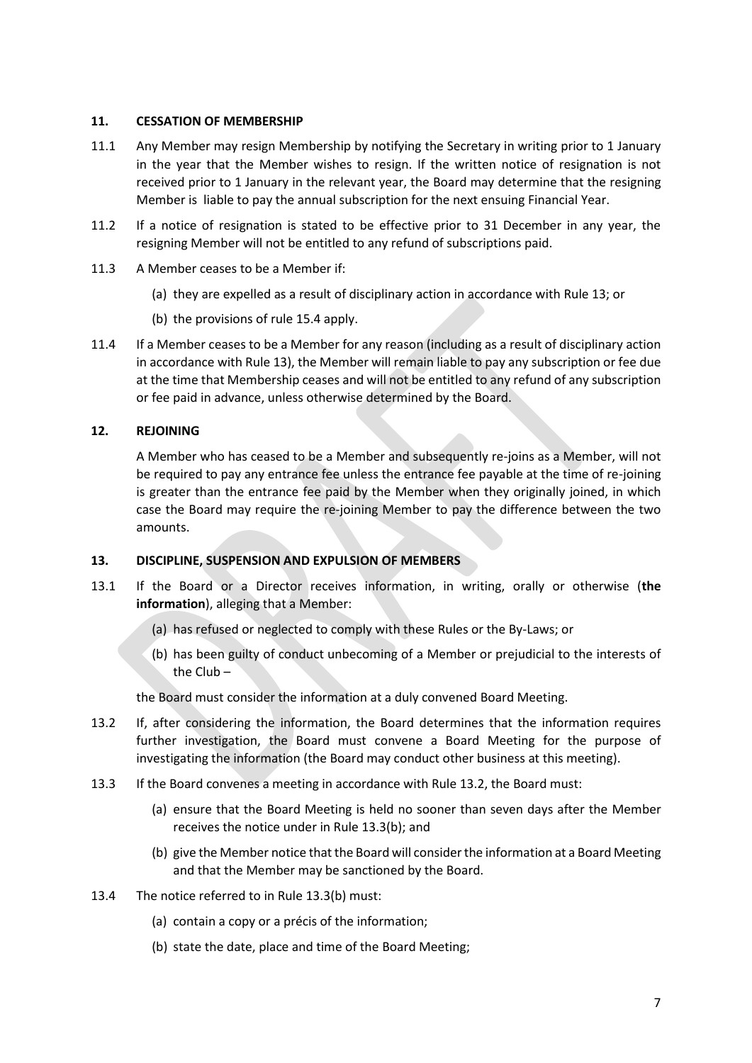## 11. CESSATION OF MEMBERSHIP

11.1 Any Member may resign Membership by notifying the Secretary in writing prior to 1 January in the year that the Member wishes to resign. If the written notice of resignation is not received prior to 1 January in the relevant year, the Board may determine that the resigning Member is liable to pay the annual subscription for the next ensuing Financial Year.

11.2 If a notice of resignation is stated to be effective prior to 31 December in any year, the resigning Member will not be entitled to any refund of subscriptions paid.

11.3 A Member ceases to be a Member if:

(a) they are expelled as a result of disciplinary action in accordance with Rule 13; or

(b) the provisions of rule 15.4 apply.

11.4 If a Member ceases to be a Member for any reason (including as a result of disciplinary action in accordance with Rule 13), the Member will remain liable to pay any subscription or fee due at the time that Membership ceases and will not be entitled to any refund of any subscription or fee paid in advance, unless otherwise determined by the Board.

## 12. REJOINING

A Member who has ceased to be a Member and subsequently re-joins as a Member, will not be required to pay any entrance fee unless the entrance fee payable at the time of re-joining is greater than the entrance fee paid by the Member when they originally joined, in which case the Board may require the re-joining Member to pay the difference between the two amounts.

## 13. DISCIPLINE, SUSPENSION AND EXPULSION OF MEMBERS

13.1 If the Board or a Director receives information, in writing, orally or otherwise (**the information**), alleging that a Member:

(a) has refused or neglected to comply with these Rules or the By-Laws; or

(b) has been guilty of conduct unbecoming of a Member or prejudicial to the interests of the Club –

the Board must consider the information at a duly convened Board Meeting.

13.2 If, after considering the information, the Board determines that the information requires further investigation, the Board must convene a Board Meeting for the purpose of investigating the information (the Board may conduct other business at this meeting).

13.3 If the Board convenes a meeting in accordance with Rule 13.2, the Board must:

(a) ensure that the Board Meeting is held no sooner than seven days after the Member receives the notice under in Rule 13.3(b); and

(b) give the Member notice that the Board will consider the information at a Board Meeting and that the Member may be sanctioned by the Board.

13.4 The notice referred to in Rule 13.3(b) must:

(a) contain a copy or a précis of the information;

(b) state the date, place and time of the Board Meeting;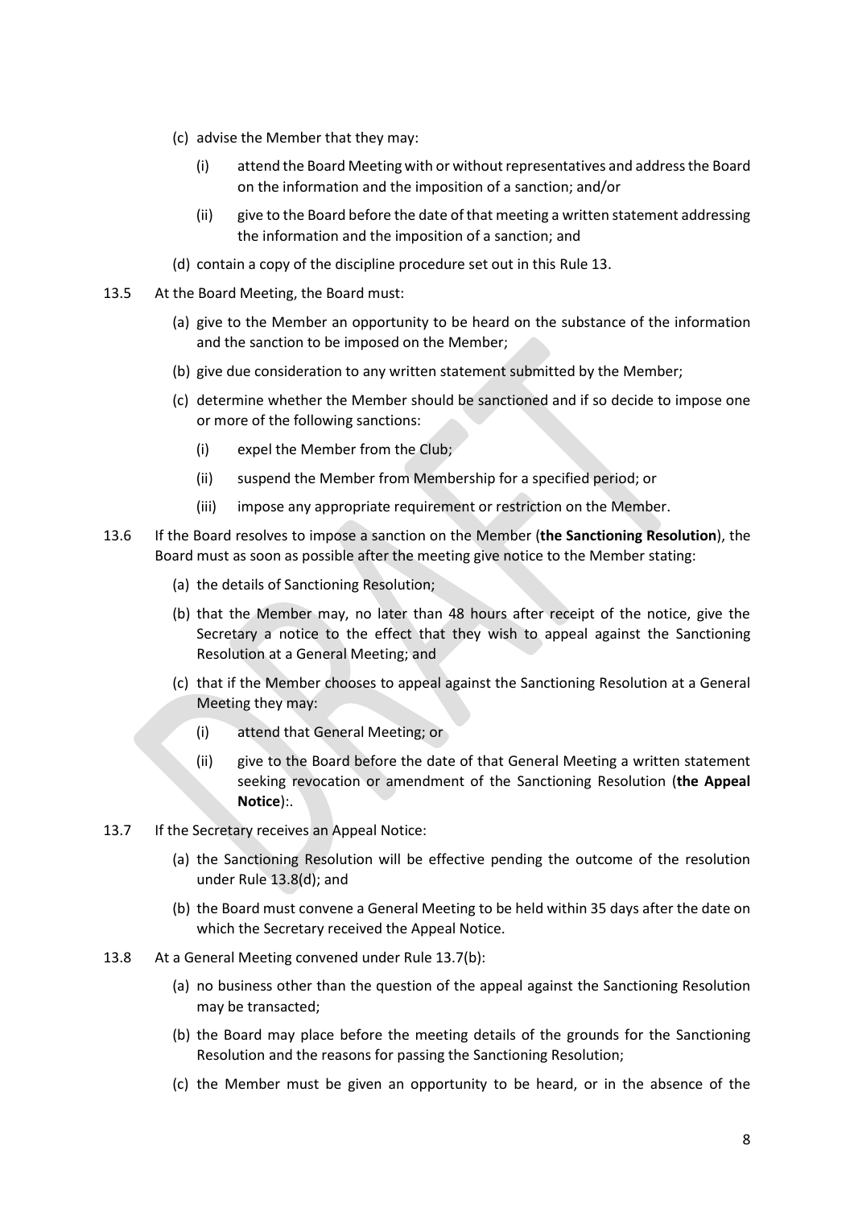(c) advise the Member that they may:

  (i) attend the Board Meeting with or without representatives and address the Board on the information and the imposition of a sanction; and/or

  (ii) give to the Board before the date of that meeting a written statement addressing the information and the imposition of a sanction; and

(d) contain a copy of the discipline procedure set out in this Rule 13.

13.5 At the Board Meeting, the Board must:

(a) give to the Member an opportunity to be heard on the substance of the information and the sanction to be imposed on the Member;

(b) give due consideration to any written statement submitted by the Member;

(c) determine whether the Member should be sanctioned and if so decide to impose one or more of the following sanctions:

  (i) expel the Member from the Club;

  (ii) suspend the Member from Membership for a specified period; or

  (iii) impose any appropriate requirement or restriction on the Member.

13.6 If the Board resolves to impose a sanction on the Member (**the Sanctioning Resolution**), the Board must as soon as possible after the meeting give notice to the Member stating:

(a) the details of Sanctioning Resolution;

(b) that the Member may, no later than 48 hours after receipt of the notice, give the Secretary a notice to the effect that they wish to appeal against the Sanctioning Resolution at a General Meeting; and

(c) that if the Member chooses to appeal against the Sanctioning Resolution at a General Meeting they may:

  (i) attend that General Meeting; or

  (ii) give to the Board before the date of that General Meeting a written statement seeking revocation or amendment of the Sanctioning Resolution (**the Appeal Notice**):.

13.7 If the Secretary receives an Appeal Notice:

(a) the Sanctioning Resolution will be effective pending the outcome of the resolution under Rule 13.8(d); and

(b) the Board must convene a General Meeting to be held within 35 days after the date on which the Secretary received the Appeal Notice.

13.8 At a General Meeting convened under Rule 13.7(b):

(a) no business other than the question of the appeal against the Sanctioning Resolution may be transacted;

(b) the Board may place before the meeting details of the grounds for the Sanctioning Resolution and the reasons for passing the Sanctioning Resolution;

(c) the Member must be given an opportunity to be heard, or in the absence of the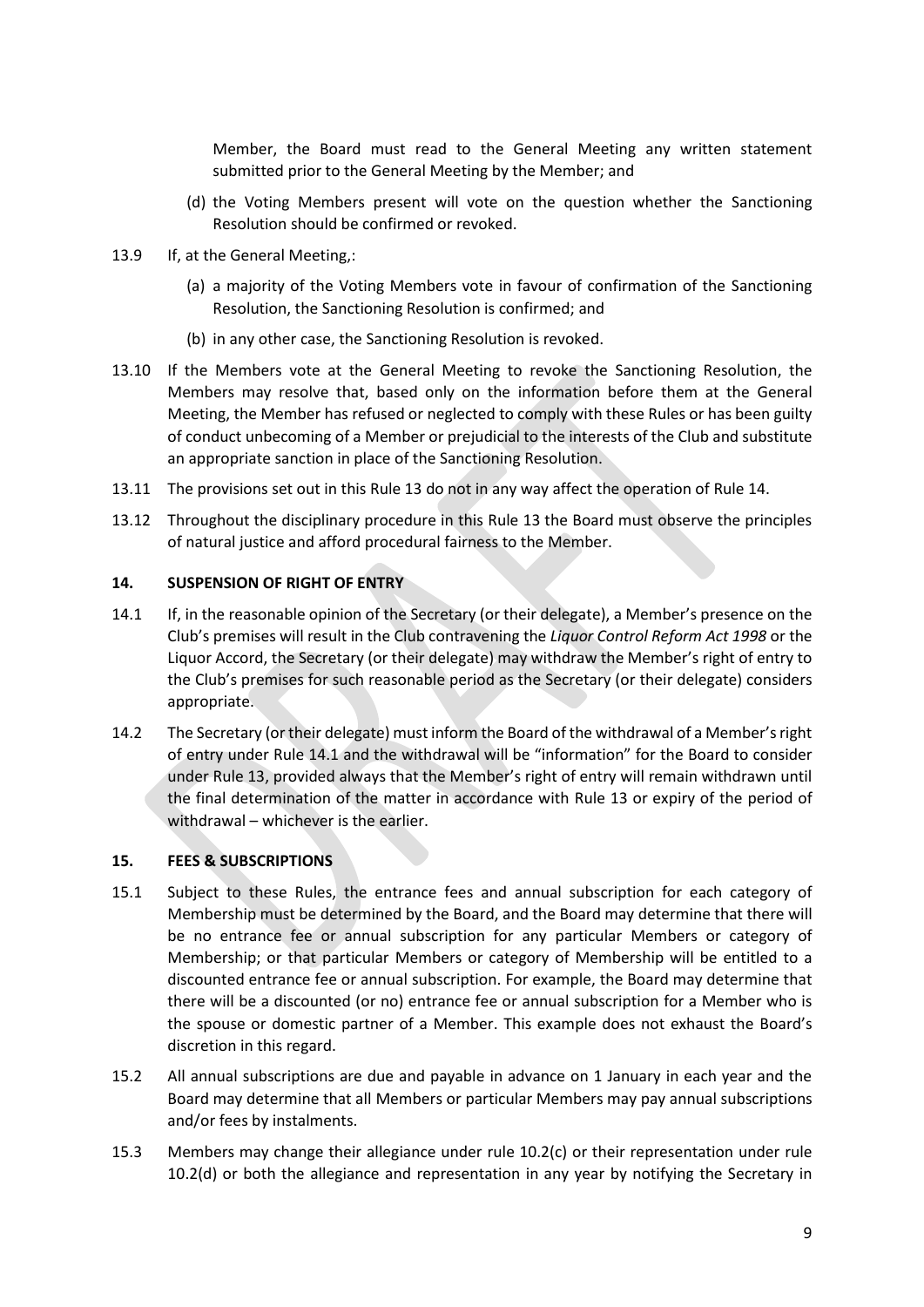Member, the Board must read to the General Meeting any written statement submitted prior to the General Meeting by the Member; and

(d) the Voting Members present will vote on the question whether the Sanctioning Resolution should be confirmed or revoked.

13.9 If, at the General Meeting,:

(a) a majority of the Voting Members vote in favour of confirmation of the Sanctioning Resolution, the Sanctioning Resolution is confirmed; and

(b) in any other case, the Sanctioning Resolution is revoked.

13.10 If the Members vote at the General Meeting to revoke the Sanctioning Resolution, the Members may resolve that, based only on the information before them at the General Meeting, the Member has refused or neglected to comply with these Rules or has been guilty of conduct unbecoming of a Member or prejudicial to the interests of the Club and substitute an appropriate sanction in place of the Sanctioning Resolution.

13.11 The provisions set out in this Rule 13 do not in any way affect the operation of Rule 14.

13.12 Throughout the disciplinary procedure in this Rule 13 the Board must observe the principles of natural justice and afford procedural fairness to the Member.

## 14. SUSPENSION OF RIGHT OF ENTRY

14.1 If, in the reasonable opinion of the Secretary (or their delegate), a Member's presence on the Club's premises will result in the Club contravening the *Liquor Control Reform Act 1998* or the Liquor Accord, the Secretary (or their delegate) may withdraw the Member's right of entry to the Club's premises for such reasonable period as the Secretary (or their delegate) considers appropriate.

14.2 The Secretary (or their delegate) must inform the Board of the withdrawal of a Member's right of entry under Rule 14.1 and the withdrawal will be "information" for the Board to consider under Rule 13, provided always that the Member's right of entry will remain withdrawn until the final determination of the matter in accordance with Rule 13 or expiry of the period of withdrawal – whichever is the earlier.

## 15. FEES & SUBSCRIPTIONS

15.1 Subject to these Rules, the entrance fees and annual subscription for each category of Membership must be determined by the Board, and the Board may determine that there will be no entrance fee or annual subscription for any particular Members or category of Membership; or that particular Members or category of Membership will be entitled to a discounted entrance fee or annual subscription. For example, the Board may determine that there will be a discounted (or no) entrance fee or annual subscription for a Member who is the spouse or domestic partner of a Member. This example does not exhaust the Board's discretion in this regard.

15.2 All annual subscriptions are due and payable in advance on 1 January in each year and the Board may determine that all Members or particular Members may pay annual subscriptions and/or fees by instalments.

15.3 Members may change their allegiance under rule 10.2(c) or their representation under rule 10.2(d) or both the allegiance and representation in any year by notifying the Secretary in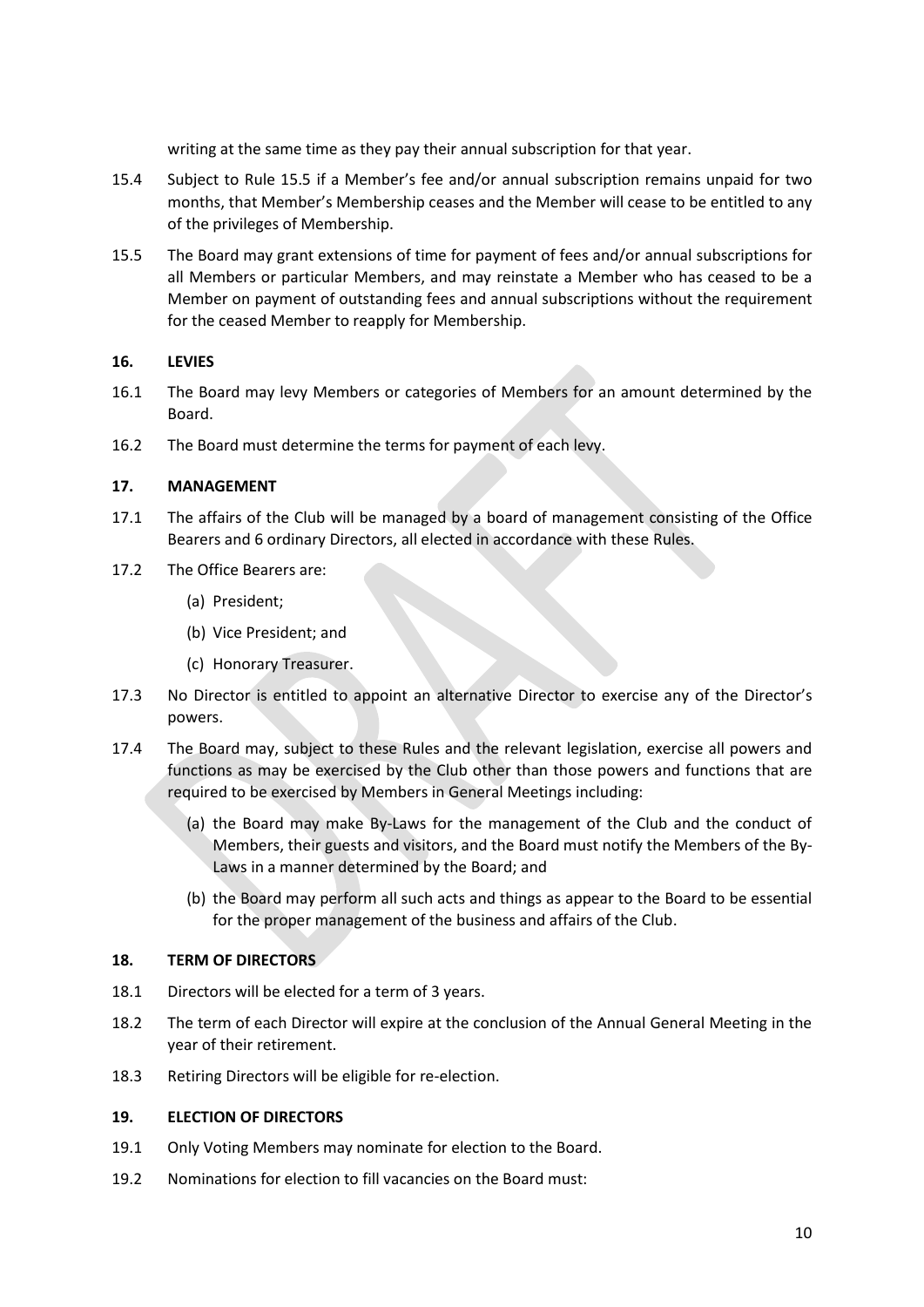writing at the same time as they pay their annual subscription for that year.

15.4 Subject to Rule 15.5 if a Member's fee and/or annual subscription remains unpaid for two months, that Member's Membership ceases and the Member will cease to be entitled to any of the privileges of Membership.

15.5 The Board may grant extensions of time for payment of fees and/or annual subscriptions for all Members or particular Members, and may reinstate a Member who has ceased to be a Member on payment of outstanding fees and annual subscriptions without the requirement for the ceased Member to reapply for Membership.

## 16. LEVIES

16.1 The Board may levy Members or categories of Members for an amount determined by the Board.

16.2 The Board must determine the terms for payment of each levy.

## 17. MANAGEMENT

17.1 The affairs of the Club will be managed by a board of management consisting of the Office Bearers and 6 ordinary Directors, all elected in accordance with these Rules.

17.2 The Office Bearers are:

(a) President;

(b) Vice President; and

(c) Honorary Treasurer.

17.3 No Director is entitled to appoint an alternative Director to exercise any of the Director's powers.

17.4 The Board may, subject to these Rules and the relevant legislation, exercise all powers and functions as may be exercised by the Club other than those powers and functions that are required to be exercised by Members in General Meetings including:

(a) the Board may make By-Laws for the management of the Club and the conduct of Members, their guests and visitors, and the Board must notify the Members of the By-Laws in a manner determined by the Board; and

(b) the Board may perform all such acts and things as appear to the Board to be essential for the proper management of the business and affairs of the Club.

## 18. TERM OF DIRECTORS

18.1 Directors will be elected for a term of 3 years.

18.2 The term of each Director will expire at the conclusion of the Annual General Meeting in the year of their retirement.

18.3 Retiring Directors will be eligible for re-election.

## 19. ELECTION OF DIRECTORS

19.1 Only Voting Members may nominate for election to the Board.

19.2 Nominations for election to fill vacancies on the Board must: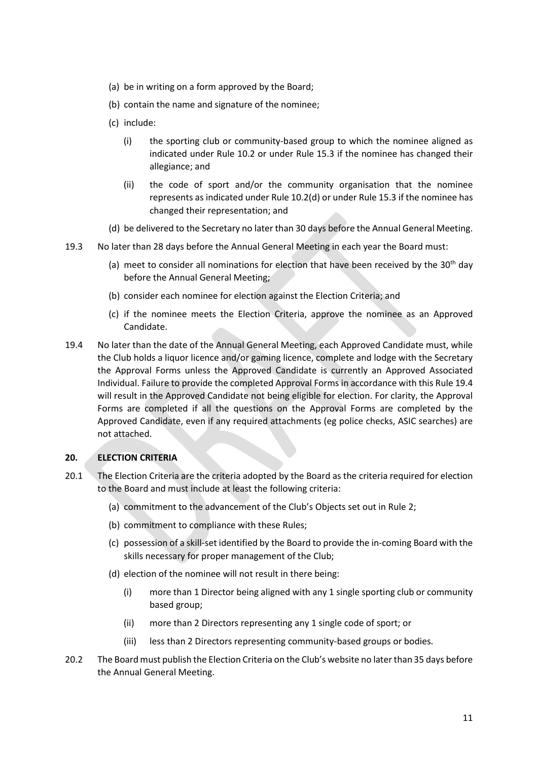(a) be in writing on a form approved by the Board;

(b) contain the name and signature of the nominee;

(c) include:

   (i) the sporting club or community-based group to which the nominee aligned as indicated under Rule 10.2 or under Rule 15.3 if the nominee has changed their allegiance; and

   (ii) the code of sport and/or the community organisation that the nominee represents as indicated under Rule 10.2(d) or under Rule 15.3 if the nominee has changed their representation; and

(d) be delivered to the Secretary no later than 30 days before the Annual General Meeting.

19.3 No later than 28 days before the Annual General Meeting in each year the Board must:

(a) meet to consider all nominations for election that have been received by the 30th day before the Annual General Meeting;

(b) consider each nominee for election against the Election Criteria; and

(c) if the nominee meets the Election Criteria, approve the nominee as an Approved Candidate.

19.4 No later than the date of the Annual General Meeting, each Approved Candidate must, while the Club holds a liquor licence and/or gaming licence, complete and lodge with the Secretary the Approval Forms unless the Approved Candidate is currently an Approved Associated Individual. Failure to provide the completed Approval Forms in accordance with this Rule 19.4 will result in the Approved Candidate not being eligible for election. For clarity, the Approval Forms are completed if all the questions on the Approval Forms are completed by the Approved Candidate, even if any required attachments (eg police checks, ASIC searches) are not attached.

## 20. ELECTION CRITERIA

20.1 The Election Criteria are the criteria adopted by the Board as the criteria required for election to the Board and must include at least the following criteria:

(a) commitment to the advancement of the Club's Objects set out in Rule 2;

(b) commitment to compliance with these Rules;

(c) possession of a skill-set identified by the Board to provide the in-coming Board with the skills necessary for proper management of the Club;

(d) election of the nominee will not result in there being:

   (i) more than 1 Director being aligned with any 1 single sporting club or community based group;

   (ii) more than 2 Directors representing any 1 single code of sport; or

   (iii) less than 2 Directors representing community-based groups or bodies.

20.2 The Board must publish the Election Criteria on the Club's website no later than 35 days before the Annual General Meeting.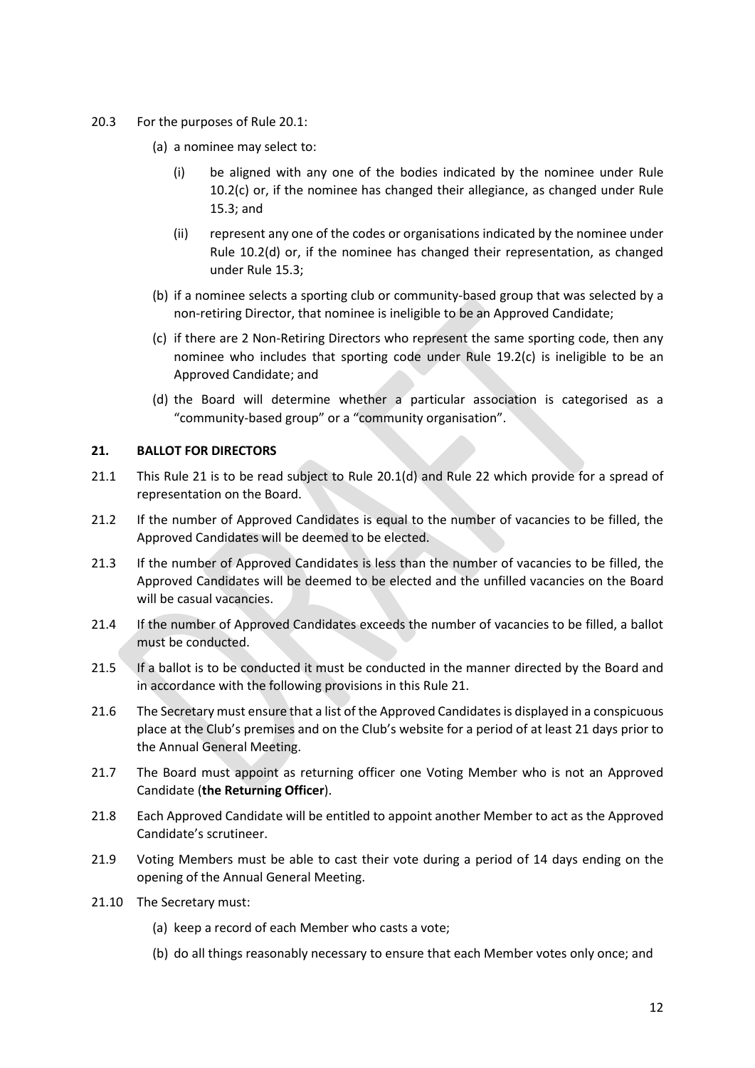20.3 For the purposes of Rule 20.1:

(a) a nominee may select to:

(i) be aligned with any one of the bodies indicated by the nominee under Rule 10.2(c) or, if the nominee has changed their allegiance, as changed under Rule 15.3; and

(ii) represent any one of the codes or organisations indicated by the nominee under Rule 10.2(d) or, if the nominee has changed their representation, as changed under Rule 15.3;

(b) if a nominee selects a sporting club or community-based group that was selected by a non-retiring Director, that nominee is ineligible to be an Approved Candidate;

(c) if there are 2 Non-Retiring Directors who represent the same sporting code, then any nominee who includes that sporting code under Rule 19.2(c) is ineligible to be an Approved Candidate; and

(d) the Board will determine whether a particular association is categorised as a "community-based group" or a "community organisation".

**21. BALLOT FOR DIRECTORS**

21.1 This Rule 21 is to be read subject to Rule 20.1(d) and Rule 22 which provide for a spread of representation on the Board.

21.2 If the number of Approved Candidates is equal to the number of vacancies to be filled, the Approved Candidates will be deemed to be elected.

21.3 If the number of Approved Candidates is less than the number of vacancies to be filled, the Approved Candidates will be deemed to be elected and the unfilled vacancies on the Board will be casual vacancies.

21.4 If the number of Approved Candidates exceeds the number of vacancies to be filled, a ballot must be conducted.

21.5 If a ballot is to be conducted it must be conducted in the manner directed by the Board and in accordance with the following provisions in this Rule 21.

21.6 The Secretary must ensure that a list of the Approved Candidates is displayed in a conspicuous place at the Club's premises and on the Club's website for a period of at least 21 days prior to the Annual General Meeting.

21.7 The Board must appoint as returning officer one Voting Member who is not an Approved Candidate (**the Returning Officer**).

21.8 Each Approved Candidate will be entitled to appoint another Member to act as the Approved Candidate's scrutineer.

21.9 Voting Members must be able to cast their vote during a period of 14 days ending on the opening of the Annual General Meeting.

21.10 The Secretary must:

(a) keep a record of each Member who casts a vote;

(b) do all things reasonably necessary to ensure that each Member votes only once; and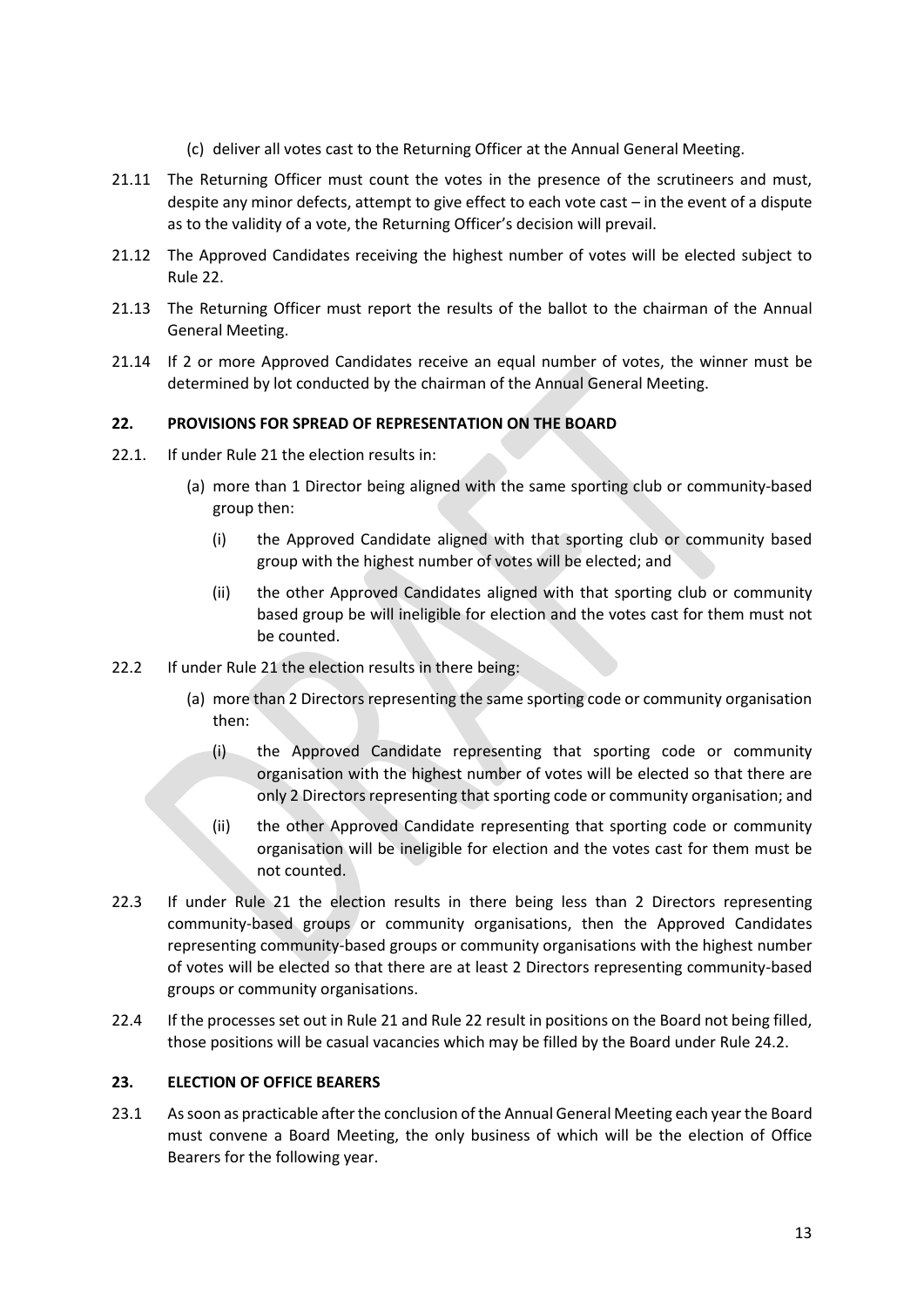(c) deliver all votes cast to the Returning Officer at the Annual General Meeting.

21.11 The Returning Officer must count the votes in the presence of the scrutineers and must, despite any minor defects, attempt to give effect to each vote cast – in the event of a dispute as to the validity of a vote, the Returning Officer's decision will prevail.

21.12 The Approved Candidates receiving the highest number of votes will be elected subject to Rule 22.

21.13 The Returning Officer must report the results of the ballot to the chairman of the Annual General Meeting.

21.14 If 2 or more Approved Candidates receive an equal number of votes, the winner must be determined by lot conducted by the chairman of the Annual General Meeting.

## 22. PROVISIONS FOR SPREAD OF REPRESENTATION ON THE BOARD

22.1. If under Rule 21 the election results in:

(a) more than 1 Director being aligned with the same sporting club or community-based group then:

(i) the Approved Candidate aligned with that sporting club or community based group with the highest number of votes will be elected; and

(ii) the other Approved Candidates aligned with that sporting club or community based group be will ineligible for election and the votes cast for them must not be counted.

22.2 If under Rule 21 the election results in there being:

(a) more than 2 Directors representing the same sporting code or community organisation then:

(i) the Approved Candidate representing that sporting code or community organisation with the highest number of votes will be elected so that there are only 2 Directors representing that sporting code or community organisation; and

(ii) the other Approved Candidate representing that sporting code or community organisation will be ineligible for election and the votes cast for them must be not counted.

22.3 If under Rule 21 the election results in there being less than 2 Directors representing community-based groups or community organisations, then the Approved Candidates representing community-based groups or community organisations with the highest number of votes will be elected so that there are at least 2 Directors representing community-based groups or community organisations.

22.4 If the processes set out in Rule 21 and Rule 22 result in positions on the Board not being filled, those positions will be casual vacancies which may be filled by the Board under Rule 24.2.

## 23. ELECTION OF OFFICE BEARERS

23.1 As soon as practicable after the conclusion of the Annual General Meeting each year the Board must convene a Board Meeting, the only business of which will be the election of Office Bearers for the following year.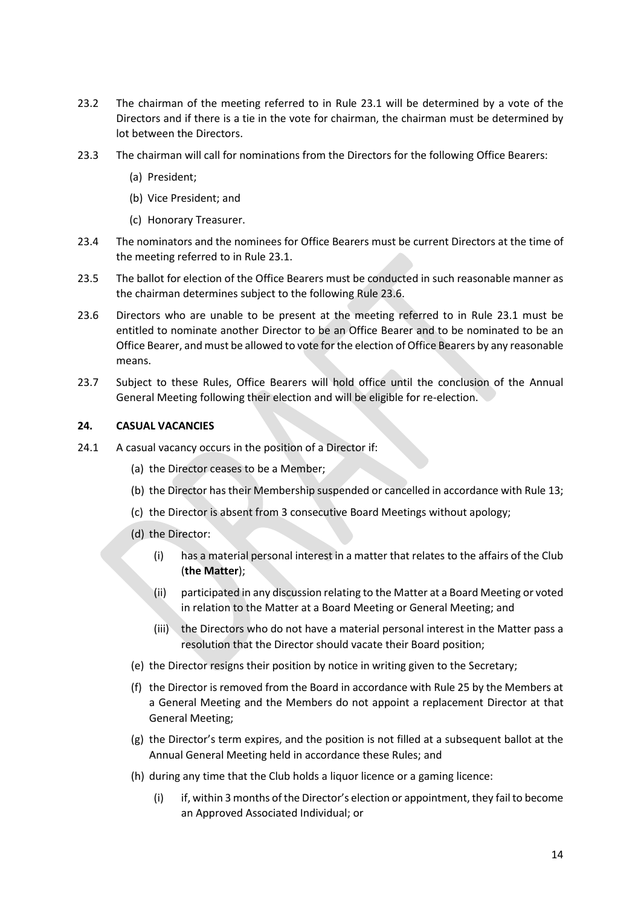23.2 The chairman of the meeting referred to in Rule 23.1 will be determined by a vote of the Directors and if there is a tie in the vote for chairman, the chairman must be determined by lot between the Directors.

23.3 The chairman will call for nominations from the Directors for the following Office Bearers:

(a) President;

(b) Vice President; and

(c) Honorary Treasurer.

23.4 The nominators and the nominees for Office Bearers must be current Directors at the time of the meeting referred to in Rule 23.1.

23.5 The ballot for election of the Office Bearers must be conducted in such reasonable manner as the chairman determines subject to the following Rule 23.6.

23.6 Directors who are unable to be present at the meeting referred to in Rule 23.1 must be entitled to nominate another Director to be an Office Bearer and to be nominated to be an Office Bearer, and must be allowed to vote for the election of Office Bearers by any reasonable means.

23.7 Subject to these Rules, Office Bearers will hold office until the conclusion of the Annual General Meeting following their election and will be eligible for re-election.

## 24. CASUAL VACANCIES

24.1 A casual vacancy occurs in the position of a Director if:

(a) the Director ceases to be a Member;

(b) the Director has their Membership suspended or cancelled in accordance with Rule 13;

(c) the Director is absent from 3 consecutive Board Meetings without apology;

(d) the Director:

(i) has a material personal interest in a matter that relates to the affairs of the Club (**the Matter**);

(ii) participated in any discussion relating to the Matter at a Board Meeting or voted in relation to the Matter at a Board Meeting or General Meeting; and

(iii) the Directors who do not have a material personal interest in the Matter pass a resolution that the Director should vacate their Board position;

(e) the Director resigns their position by notice in writing given to the Secretary;

(f) the Director is removed from the Board in accordance with Rule 25 by the Members at a General Meeting and the Members do not appoint a replacement Director at that General Meeting;

(g) the Director's term expires, and the position is not filled at a subsequent ballot at the Annual General Meeting held in accordance these Rules; and

(h) during any time that the Club holds a liquor licence or a gaming licence:

(i) if, within 3 months of the Director's election or appointment, they fail to become an Approved Associated Individual; or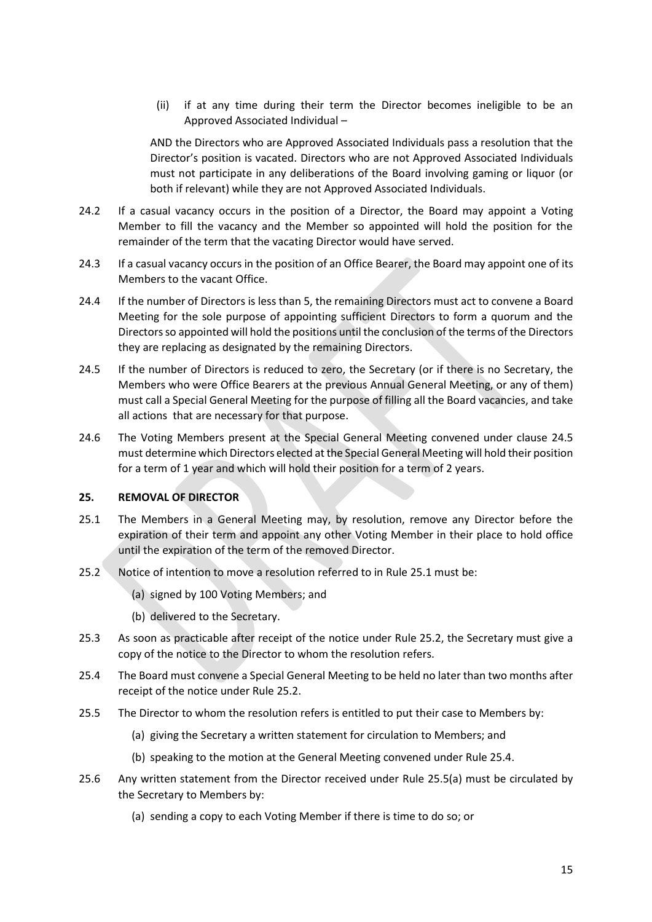(ii) if at any time during their term the Director becomes ineligible to be an Approved Associated Individual –

AND the Directors who are Approved Associated Individuals pass a resolution that the Director's position is vacated. Directors who are not Approved Associated Individuals must not participate in any deliberations of the Board involving gaming or liquor (or both if relevant) while they are not Approved Associated Individuals.

24.2 If a casual vacancy occurs in the position of a Director, the Board may appoint a Voting Member to fill the vacancy and the Member so appointed will hold the position for the remainder of the term that the vacating Director would have served.

24.3 If a casual vacancy occurs in the position of an Office Bearer, the Board may appoint one of its Members to the vacant Office.

24.4 If the number of Directors is less than 5, the remaining Directors must act to convene a Board Meeting for the sole purpose of appointing sufficient Directors to form a quorum and the Directors so appointed will hold the positions until the conclusion of the terms of the Directors they are replacing as designated by the remaining Directors.

24.5 If the number of Directors is reduced to zero, the Secretary (or if there is no Secretary, the Members who were Office Bearers at the previous Annual General Meeting, or any of them) must call a Special General Meeting for the purpose of filling all the Board vacancies, and take all actions that are necessary for that purpose.

24.6 The Voting Members present at the Special General Meeting convened under clause 24.5 must determine which Directors elected at the Special General Meeting will hold their position for a term of 1 year and which will hold their position for a term of 2 years.

**25. REMOVAL OF DIRECTOR**

25.1 The Members in a General Meeting may, by resolution, remove any Director before the expiration of their term and appoint any other Voting Member in their place to hold office until the expiration of the term of the removed Director.

25.2 Notice of intention to move a resolution referred to in Rule 25.1 must be:

(a) signed by 100 Voting Members; and

(b) delivered to the Secretary.

25.3 As soon as practicable after receipt of the notice under Rule 25.2, the Secretary must give a copy of the notice to the Director to whom the resolution refers.

25.4 The Board must convene a Special General Meeting to be held no later than two months after receipt of the notice under Rule 25.2.

25.5 The Director to whom the resolution refers is entitled to put their case to Members by:

(a) giving the Secretary a written statement for circulation to Members; and

(b) speaking to the motion at the General Meeting convened under Rule 25.4.

25.6 Any written statement from the Director received under Rule 25.5(a) must be circulated by the Secretary to Members by:

(a) sending a copy to each Voting Member if there is time to do so; or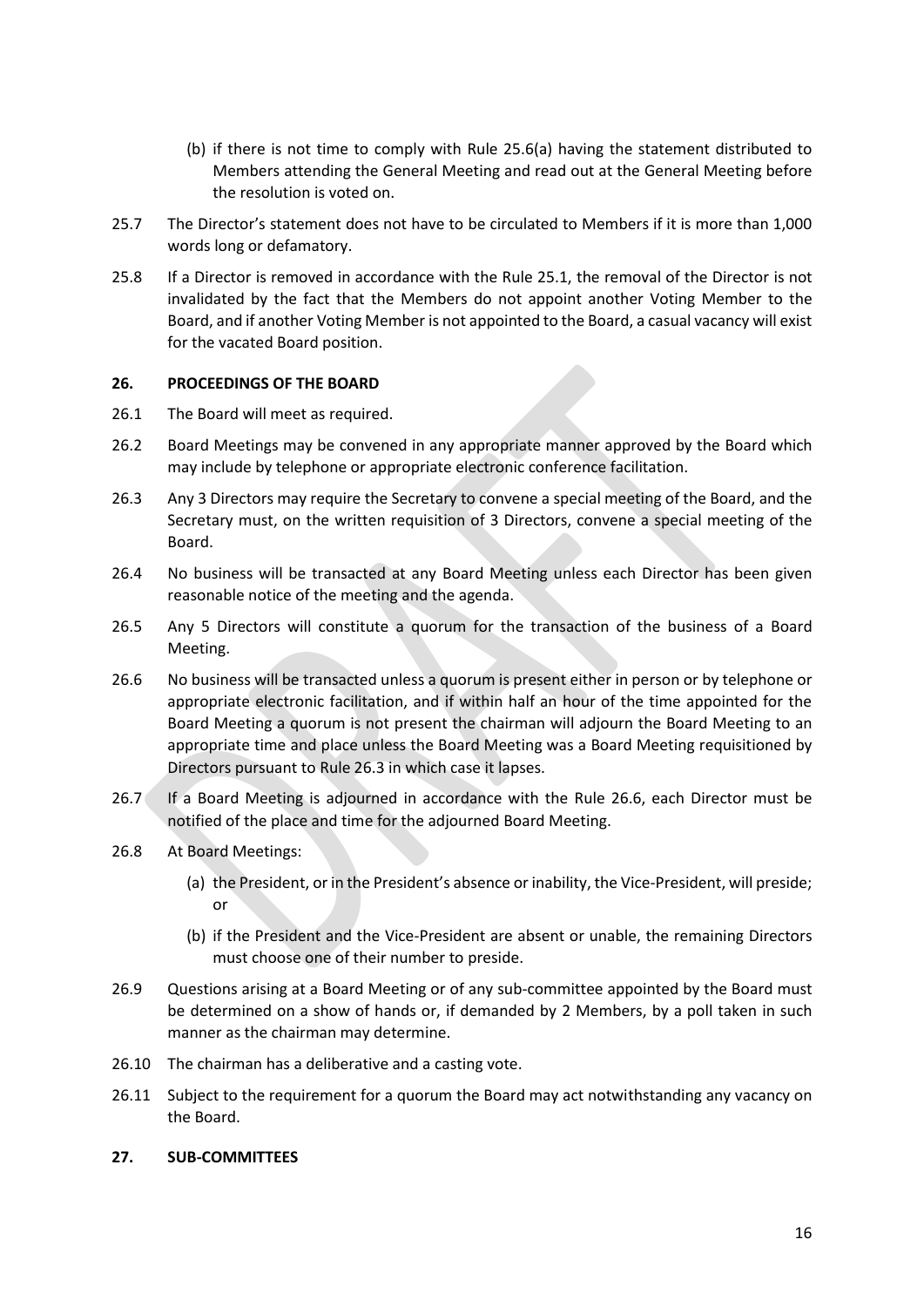(b) if there is not time to comply with Rule 25.6(a) having the statement distributed to Members attending the General Meeting and read out at the General Meeting before the resolution is voted on.

25.7 The Director's statement does not have to be circulated to Members if it is more than 1,000 words long or defamatory.

25.8 If a Director is removed in accordance with the Rule 25.1, the removal of the Director is not invalidated by the fact that the Members do not appoint another Voting Member to the Board, and if another Voting Member is not appointed to the Board, a casual vacancy will exist for the vacated Board position.

**26. PROCEEDINGS OF THE BOARD**

26.1 The Board will meet as required.

26.2 Board Meetings may be convened in any appropriate manner approved by the Board which may include by telephone or appropriate electronic conference facilitation.

26.3 Any 3 Directors may require the Secretary to convene a special meeting of the Board, and the Secretary must, on the written requisition of 3 Directors, convene a special meeting of the Board.

26.4 No business will be transacted at any Board Meeting unless each Director has been given reasonable notice of the meeting and the agenda.

26.5 Any 5 Directors will constitute a quorum for the transaction of the business of a Board Meeting.

26.6 No business will be transacted unless a quorum is present either in person or by telephone or appropriate electronic facilitation, and if within half an hour of the time appointed for the Board Meeting a quorum is not present the chairman will adjourn the Board Meeting to an appropriate time and place unless the Board Meeting was a Board Meeting requisitioned by Directors pursuant to Rule 26.3 in which case it lapses.

26.7 If a Board Meeting is adjourned in accordance with the Rule 26.6, each Director must be notified of the place and time for the adjourned Board Meeting.

26.8 At Board Meetings:

(a) the President, or in the President's absence or inability, the Vice-President, will preside; or

(b) if the President and the Vice-President are absent or unable, the remaining Directors must choose one of their number to preside.

26.9 Questions arising at a Board Meeting or of any sub-committee appointed by the Board must be determined on a show of hands or, if demanded by 2 Members, by a poll taken in such manner as the chairman may determine.

26.10 The chairman has a deliberative and a casting vote.

26.11 Subject to the requirement for a quorum the Board may act notwithstanding any vacancy on the Board.

**27. SUB-COMMITTEES**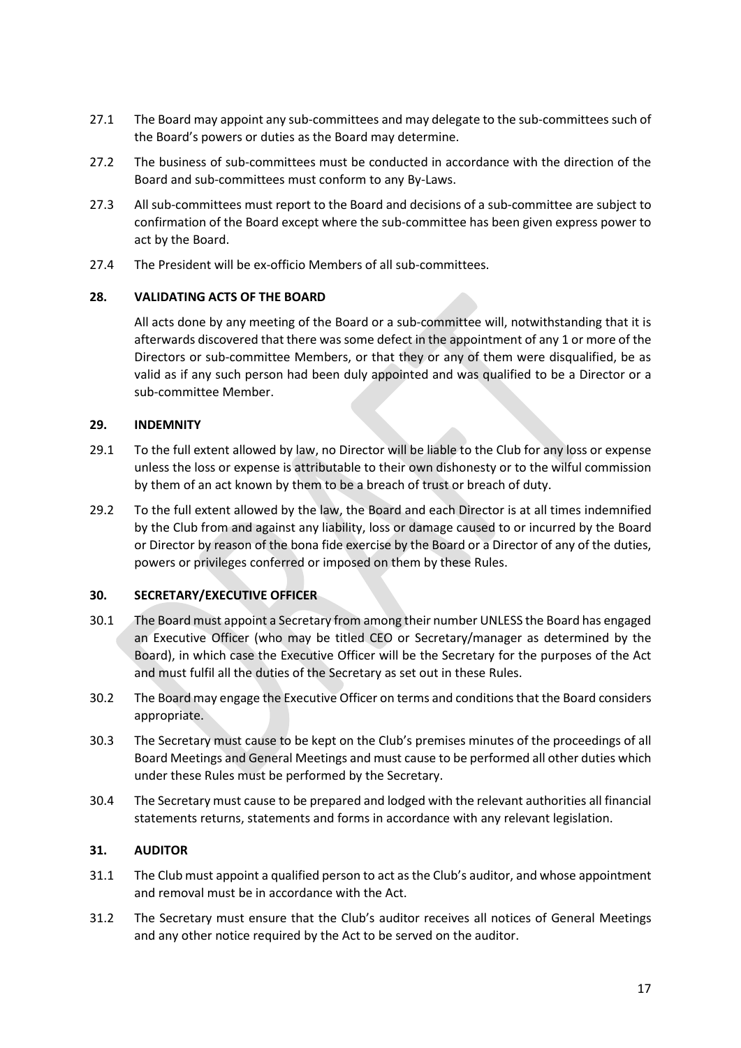27.1 The Board may appoint any sub-committees and may delegate to the sub-committees such of the Board's powers or duties as the Board may determine.

27.2 The business of sub-committees must be conducted in accordance with the direction of the Board and sub-committees must conform to any By-Laws.

27.3 All sub-committees must report to the Board and decisions of a sub-committee are subject to confirmation of the Board except where the sub-committee has been given express power to act by the Board.

27.4 The President will be ex-officio Members of all sub-committees.

### 28. VALIDATING ACTS OF THE BOARD

All acts done by any meeting of the Board or a sub-committee will, notwithstanding that it is afterwards discovered that there was some defect in the appointment of any 1 or more of the Directors or sub-committee Members, or that they or any of them were disqualified, be as valid as if any such person had been duly appointed and was qualified to be a Director or a sub-committee Member.

### 29. INDEMNITY

29.1 To the full extent allowed by law, no Director will be liable to the Club for any loss or expense unless the loss or expense is attributable to their own dishonesty or to the wilful commission by them of an act known by them to be a breach of trust or breach of duty.

29.2 To the full extent allowed by the law, the Board and each Director is at all times indemnified by the Club from and against any liability, loss or damage caused to or incurred by the Board or Director by reason of the bona fide exercise by the Board or a Director of any of the duties, powers or privileges conferred or imposed on them by these Rules.

### 30. SECRETARY/EXECUTIVE OFFICER

30.1 The Board must appoint a Secretary from among their number UNLESS the Board has engaged an Executive Officer (who may be titled CEO or Secretary/manager as determined by the Board), in which case the Executive Officer will be the Secretary for the purposes of the Act and must fulfil all the duties of the Secretary as set out in these Rules.

30.2 The Board may engage the Executive Officer on terms and conditions that the Board considers appropriate.

30.3 The Secretary must cause to be kept on the Club's premises minutes of the proceedings of all Board Meetings and General Meetings and must cause to be performed all other duties which under these Rules must be performed by the Secretary.

30.4 The Secretary must cause to be prepared and lodged with the relevant authorities all financial statements returns, statements and forms in accordance with any relevant legislation.

### 31. AUDITOR

31.1 The Club must appoint a qualified person to act as the Club's auditor, and whose appointment and removal must be in accordance with the Act.

31.2 The Secretary must ensure that the Club's auditor receives all notices of General Meetings and any other notice required by the Act to be served on the auditor.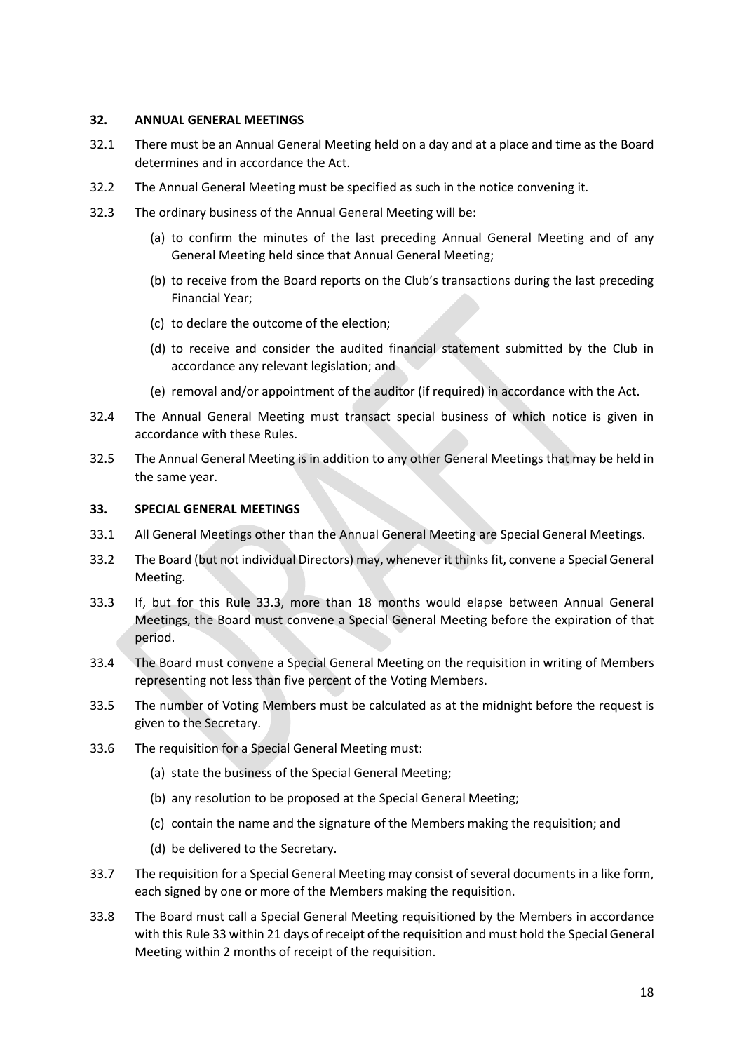## 32. ANNUAL GENERAL MEETINGS

32.1 There must be an Annual General Meeting held on a day and at a place and time as the Board determines and in accordance the Act.

32.2 The Annual General Meeting must be specified as such in the notice convening it.

32.3 The ordinary business of the Annual General Meeting will be:

(a) to confirm the minutes of the last preceding Annual General Meeting and of any General Meeting held since that Annual General Meeting;

(b) to receive from the Board reports on the Club's transactions during the last preceding Financial Year;

(c) to declare the outcome of the election;

(d) to receive and consider the audited financial statement submitted by the Club in accordance any relevant legislation; and

(e) removal and/or appointment of the auditor (if required) in accordance with the Act.

32.4 The Annual General Meeting must transact special business of which notice is given in accordance with these Rules.

32.5 The Annual General Meeting is in addition to any other General Meetings that may be held in the same year.

## 33. SPECIAL GENERAL MEETINGS

33.1 All General Meetings other than the Annual General Meeting are Special General Meetings.

33.2 The Board (but not individual Directors) may, whenever it thinks fit, convene a Special General Meeting.

33.3 If, but for this Rule 33.3, more than 18 months would elapse between Annual General Meetings, the Board must convene a Special General Meeting before the expiration of that period.

33.4 The Board must convene a Special General Meeting on the requisition in writing of Members representing not less than five percent of the Voting Members.

33.5 The number of Voting Members must be calculated as at the midnight before the request is given to the Secretary.

33.6 The requisition for a Special General Meeting must:

(a) state the business of the Special General Meeting;

(b) any resolution to be proposed at the Special General Meeting;

(c) contain the name and the signature of the Members making the requisition; and

(d) be delivered to the Secretary.

33.7 The requisition for a Special General Meeting may consist of several documents in a like form, each signed by one or more of the Members making the requisition.

33.8 The Board must call a Special General Meeting requisitioned by the Members in accordance with this Rule 33 within 21 days of receipt of the requisition and must hold the Special General Meeting within 2 months of receipt of the requisition.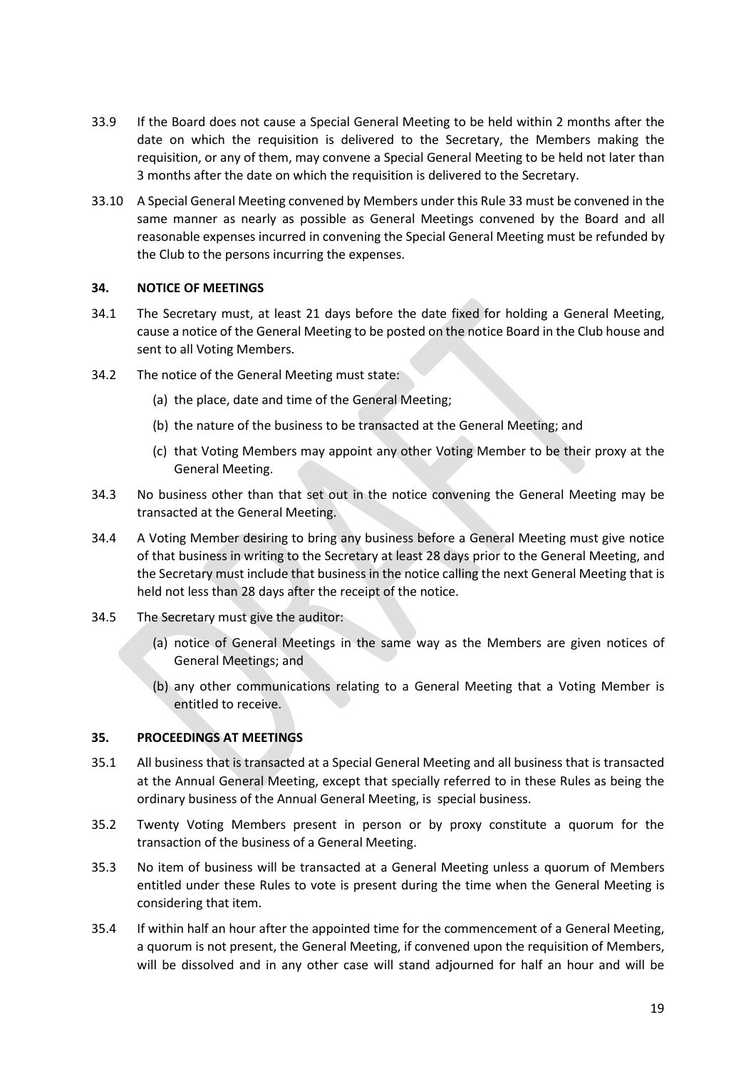33.9 If the Board does not cause a Special General Meeting to be held within 2 months after the date on which the requisition is delivered to the Secretary, the Members making the requisition, or any of them, may convene a Special General Meeting to be held not later than 3 months after the date on which the requisition is delivered to the Secretary.

33.10 A Special General Meeting convened by Members under this Rule 33 must be convened in the same manner as nearly as possible as General Meetings convened by the Board and all reasonable expenses incurred in convening the Special General Meeting must be refunded by the Club to the persons incurring the expenses.

### 34. NOTICE OF MEETINGS

34.1 The Secretary must, at least 21 days before the date fixed for holding a General Meeting, cause a notice of the General Meeting to be posted on the notice Board in the Club house and sent to all Voting Members.

34.2 The notice of the General Meeting must state:

(a) the place, date and time of the General Meeting;

(b) the nature of the business to be transacted at the General Meeting; and

(c) that Voting Members may appoint any other Voting Member to be their proxy at the General Meeting.

34.3 No business other than that set out in the notice convening the General Meeting may be transacted at the General Meeting.

34.4 A Voting Member desiring to bring any business before a General Meeting must give notice of that business in writing to the Secretary at least 28 days prior to the General Meeting, and the Secretary must include that business in the notice calling the next General Meeting that is held not less than 28 days after the receipt of the notice.

34.5 The Secretary must give the auditor:

(a) notice of General Meetings in the same way as the Members are given notices of General Meetings; and

(b) any other communications relating to a General Meeting that a Voting Member is entitled to receive.

### 35. PROCEEDINGS AT MEETINGS

35.1 All business that is transacted at a Special General Meeting and all business that is transacted at the Annual General Meeting, except that specially referred to in these Rules as being the ordinary business of the Annual General Meeting, is special business.

35.2 Twenty Voting Members present in person or by proxy constitute a quorum for the transaction of the business of a General Meeting.

35.3 No item of business will be transacted at a General Meeting unless a quorum of Members entitled under these Rules to vote is present during the time when the General Meeting is considering that item.

35.4 If within half an hour after the appointed time for the commencement of a General Meeting, a quorum is not present, the General Meeting, if convened upon the requisition of Members, will be dissolved and in any other case will stand adjourned for half an hour and will be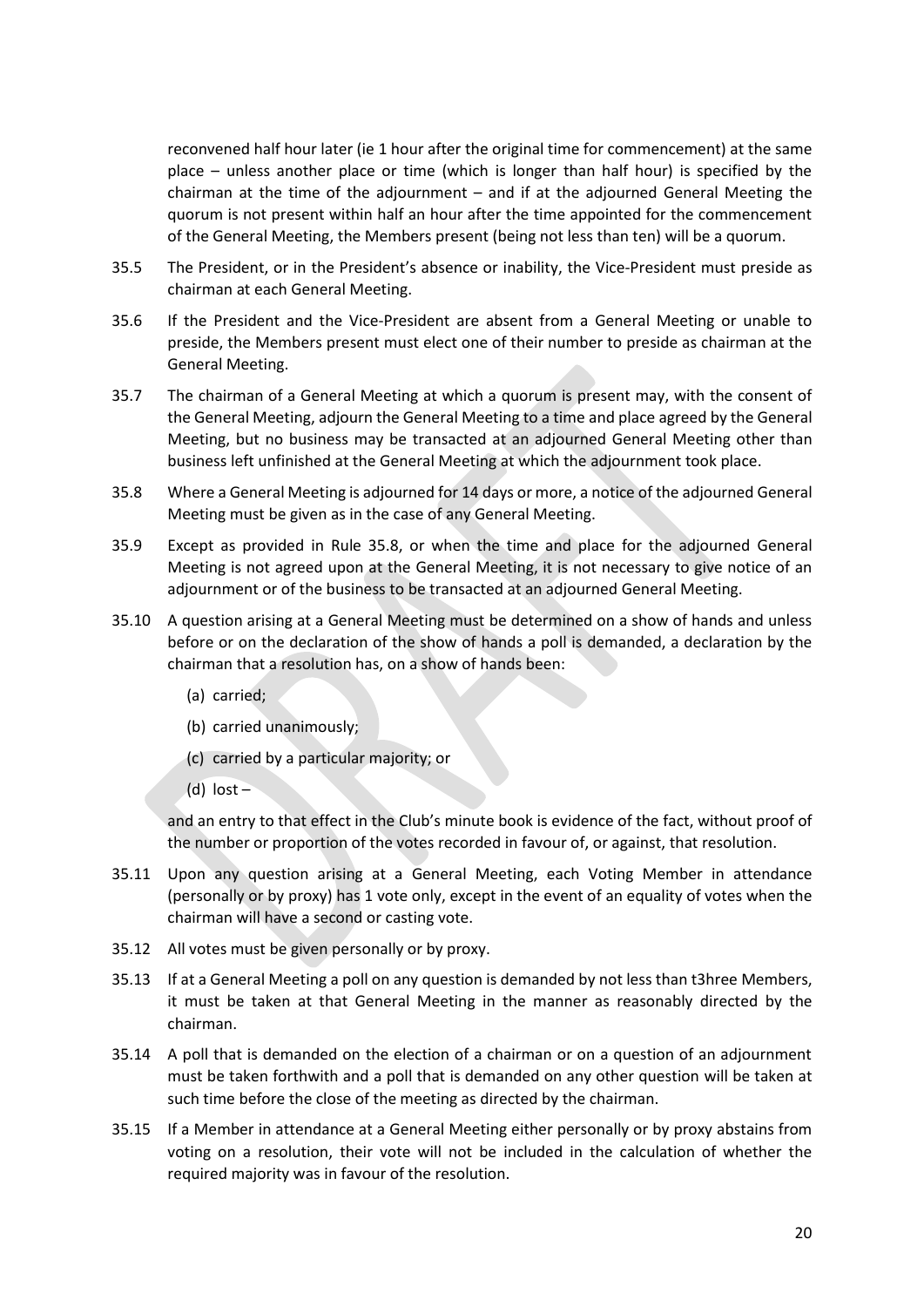reconvened half hour later (ie 1 hour after the original time for commencement) at the same place – unless another place or time (which is longer than half hour) is specified by the chairman at the time of the adjournment – and if at the adjourned General Meeting the quorum is not present within half an hour after the time appointed for the commencement of the General Meeting, the Members present (being not less than ten) will be a quorum.

35.5 The President, or in the President's absence or inability, the Vice-President must preside as chairman at each General Meeting.

35.6 If the President and the Vice-President are absent from a General Meeting or unable to preside, the Members present must elect one of their number to preside as chairman at the General Meeting.

35.7 The chairman of a General Meeting at which a quorum is present may, with the consent of the General Meeting, adjourn the General Meeting to a time and place agreed by the General Meeting, but no business may be transacted at an adjourned General Meeting other than business left unfinished at the General Meeting at which the adjournment took place.

35.8 Where a General Meeting is adjourned for 14 days or more, a notice of the adjourned General Meeting must be given as in the case of any General Meeting.

35.9 Except as provided in Rule 35.8, or when the time and place for the adjourned General Meeting is not agreed upon at the General Meeting, it is not necessary to give notice of an adjournment or of the business to be transacted at an adjourned General Meeting.

35.10 A question arising at a General Meeting must be determined on a show of hands and unless before or on the declaration of the show of hands a poll is demanded, a declaration by the chairman that a resolution has, on a show of hands been:

(a) carried;

(b) carried unanimously;

(c) carried by a particular majority; or

(d) lost –

and an entry to that effect in the Club's minute book is evidence of the fact, without proof of the number or proportion of the votes recorded in favour of, or against, that resolution.

35.11 Upon any question arising at a General Meeting, each Voting Member in attendance (personally or by proxy) has 1 vote only, except in the event of an equality of votes when the chairman will have a second or casting vote.

35.12 All votes must be given personally or by proxy.

35.13 If at a General Meeting a poll on any question is demanded by not less than t3hree Members, it must be taken at that General Meeting in the manner as reasonably directed by the chairman.

35.14 A poll that is demanded on the election of a chairman or on a question of an adjournment must be taken forthwith and a poll that is demanded on any other question will be taken at such time before the close of the meeting as directed by the chairman.

35.15 If a Member in attendance at a General Meeting either personally or by proxy abstains from voting on a resolution, their vote will not be included in the calculation of whether the required majority was in favour of the resolution.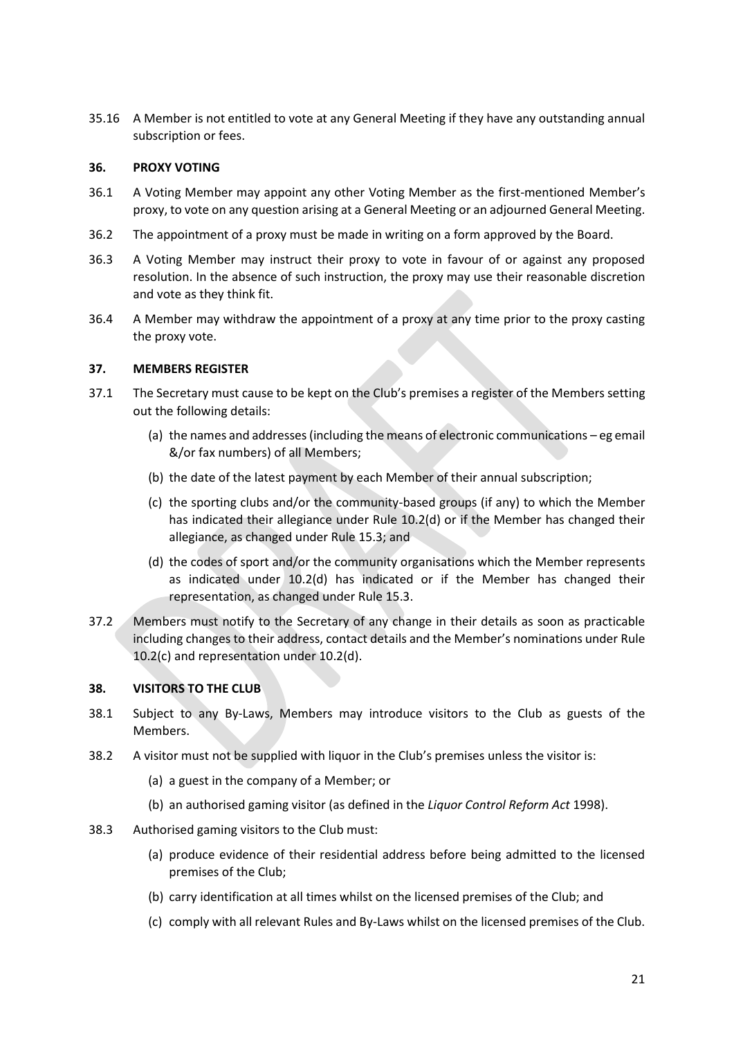35.16 A Member is not entitled to vote at any General Meeting if they have any outstanding annual subscription or fees.

### 36. PROXY VOTING

36.1 A Voting Member may appoint any other Voting Member as the first-mentioned Member's proxy, to vote on any question arising at a General Meeting or an adjourned General Meeting.

36.2 The appointment of a proxy must be made in writing on a form approved by the Board.

36.3 A Voting Member may instruct their proxy to vote in favour of or against any proposed resolution. In the absence of such instruction, the proxy may use their reasonable discretion and vote as they think fit.

36.4 A Member may withdraw the appointment of a proxy at any time prior to the proxy casting the proxy vote.

### 37. MEMBERS REGISTER

37.1 The Secretary must cause to be kept on the Club's premises a register of the Members setting out the following details:

(a) the names and addresses (including the means of electronic communications – eg email &/or fax numbers) of all Members;

(b) the date of the latest payment by each Member of their annual subscription;

(c) the sporting clubs and/or the community-based groups (if any) to which the Member has indicated their allegiance under Rule 10.2(d) or if the Member has changed their allegiance, as changed under Rule 15.3; and

(d) the codes of sport and/or the community organisations which the Member represents as indicated under 10.2(d) has indicated or if the Member has changed their representation, as changed under Rule 15.3.

37.2 Members must notify to the Secretary of any change in their details as soon as practicable including changes to their address, contact details and the Member's nominations under Rule 10.2(c) and representation under 10.2(d).

### 38. VISITORS TO THE CLUB

38.1 Subject to any By-Laws, Members may introduce visitors to the Club as guests of the Members.

38.2 A visitor must not be supplied with liquor in the Club's premises unless the visitor is:

(a) a guest in the company of a Member; or

(b) an authorised gaming visitor (as defined in the *Liquor Control Reform Act* 1998).

38.3 Authorised gaming visitors to the Club must:

(a) produce evidence of their residential address before being admitted to the licensed premises of the Club;

(b) carry identification at all times whilst on the licensed premises of the Club; and

(c) comply with all relevant Rules and By-Laws whilst on the licensed premises of the Club.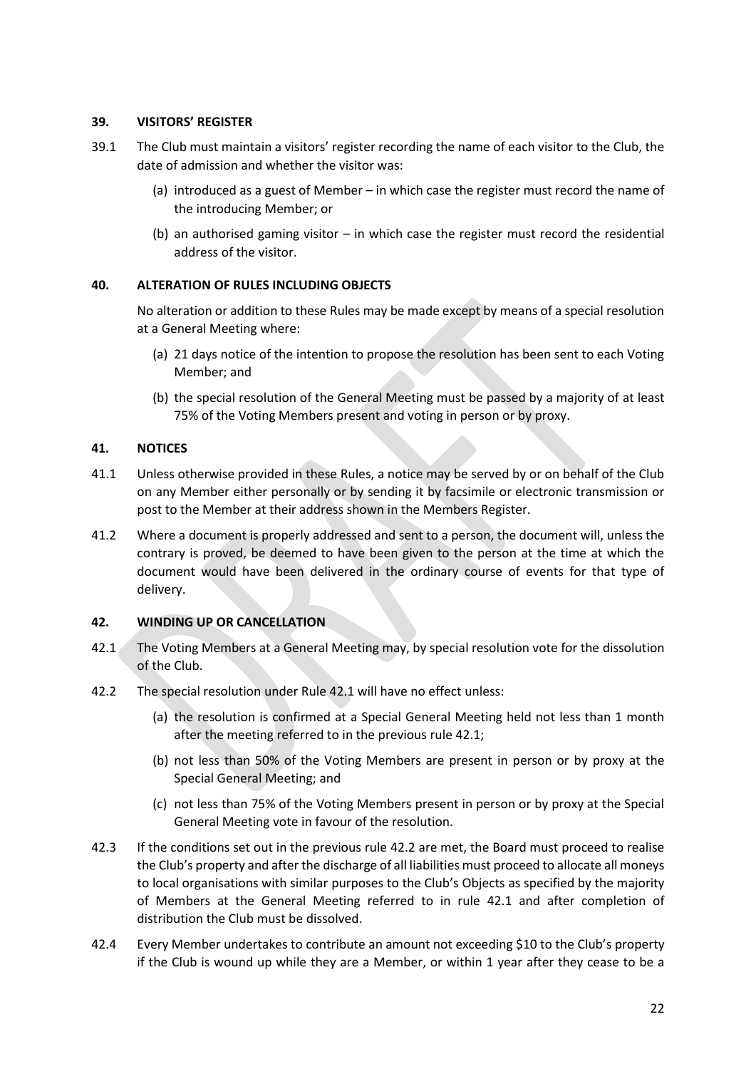## 39. VISITORS' REGISTER

39.1 The Club must maintain a visitors' register recording the name of each visitor to the Club, the date of admission and whether the visitor was:

(a) introduced as a guest of Member – in which case the register must record the name of the introducing Member; or

(b) an authorised gaming visitor – in which case the register must record the residential address of the visitor.

## 40. ALTERATION OF RULES INCLUDING OBJECTS

No alteration or addition to these Rules may be made except by means of a special resolution at a General Meeting where:

(a) 21 days notice of the intention to propose the resolution has been sent to each Voting Member; and

(b) the special resolution of the General Meeting must be passed by a majority of at least 75% of the Voting Members present and voting in person or by proxy.

## 41. NOTICES

41.1 Unless otherwise provided in these Rules, a notice may be served by or on behalf of the Club on any Member either personally or by sending it by facsimile or electronic transmission or post to the Member at their address shown in the Members Register.

41.2 Where a document is properly addressed and sent to a person, the document will, unless the contrary is proved, be deemed to have been given to the person at the time at which the document would have been delivered in the ordinary course of events for that type of delivery.

## 42. WINDING UP OR CANCELLATION

42.1 The Voting Members at a General Meeting may, by special resolution vote for the dissolution of the Club.

42.2 The special resolution under Rule 42.1 will have no effect unless:

(a) the resolution is confirmed at a Special General Meeting held not less than 1 month after the meeting referred to in the previous rule 42.1;

(b) not less than 50% of the Voting Members are present in person or by proxy at the Special General Meeting; and

(c) not less than 75% of the Voting Members present in person or by proxy at the Special General Meeting vote in favour of the resolution.

42.3 If the conditions set out in the previous rule 42.2 are met, the Board must proceed to realise the Club's property and after the discharge of all liabilities must proceed to allocate all moneys to local organisations with similar purposes to the Club's Objects as specified by the majority of Members at the General Meeting referred to in rule 42.1 and after completion of distribution the Club must be dissolved.

42.4 Every Member undertakes to contribute an amount not exceeding $10 to the Club's property if the Club is wound up while they are a Member, or within 1 year after they cease to be a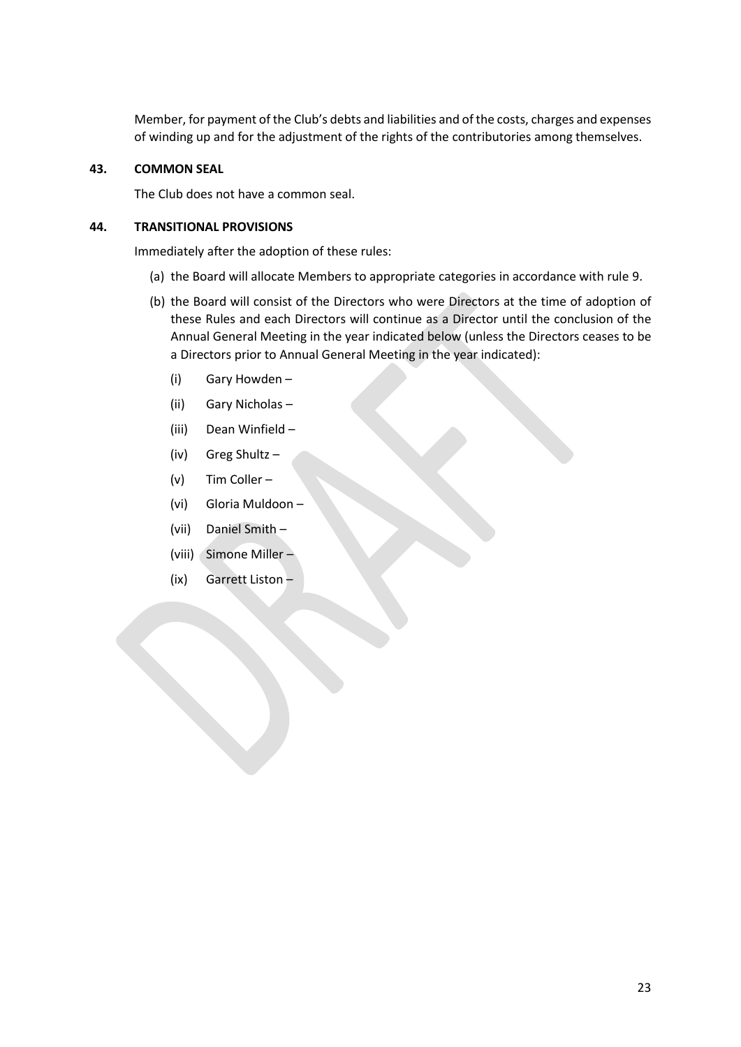Member, for payment of the Club's debts and liabilities and of the costs, charges and expenses of winding up and for the adjustment of the rights of the contributories among themselves.

## 43. COMMON SEAL

The Club does not have a common seal.

## 44. TRANSITIONAL PROVISIONS

Immediately after the adoption of these rules:

(a) the Board will allocate Members to appropriate categories in accordance with rule 9.

(b) the Board will consist of the Directors who were Directors at the time of adoption of these Rules and each Directors will continue as a Director until the conclusion of the Annual General Meeting in the year indicated below (unless the Directors ceases to be a Directors prior to Annual General Meeting in the year indicated):

(i) Gary Howden –

(ii) Gary Nicholas –

(iii) Dean Winfield –

(iv) Greg Shultz –

(v) Tim Coller –

(vi) Gloria Muldoon –

(vii) Daniel Smith –

(viii) Simone Miller –

(ix) Garrett Liston –